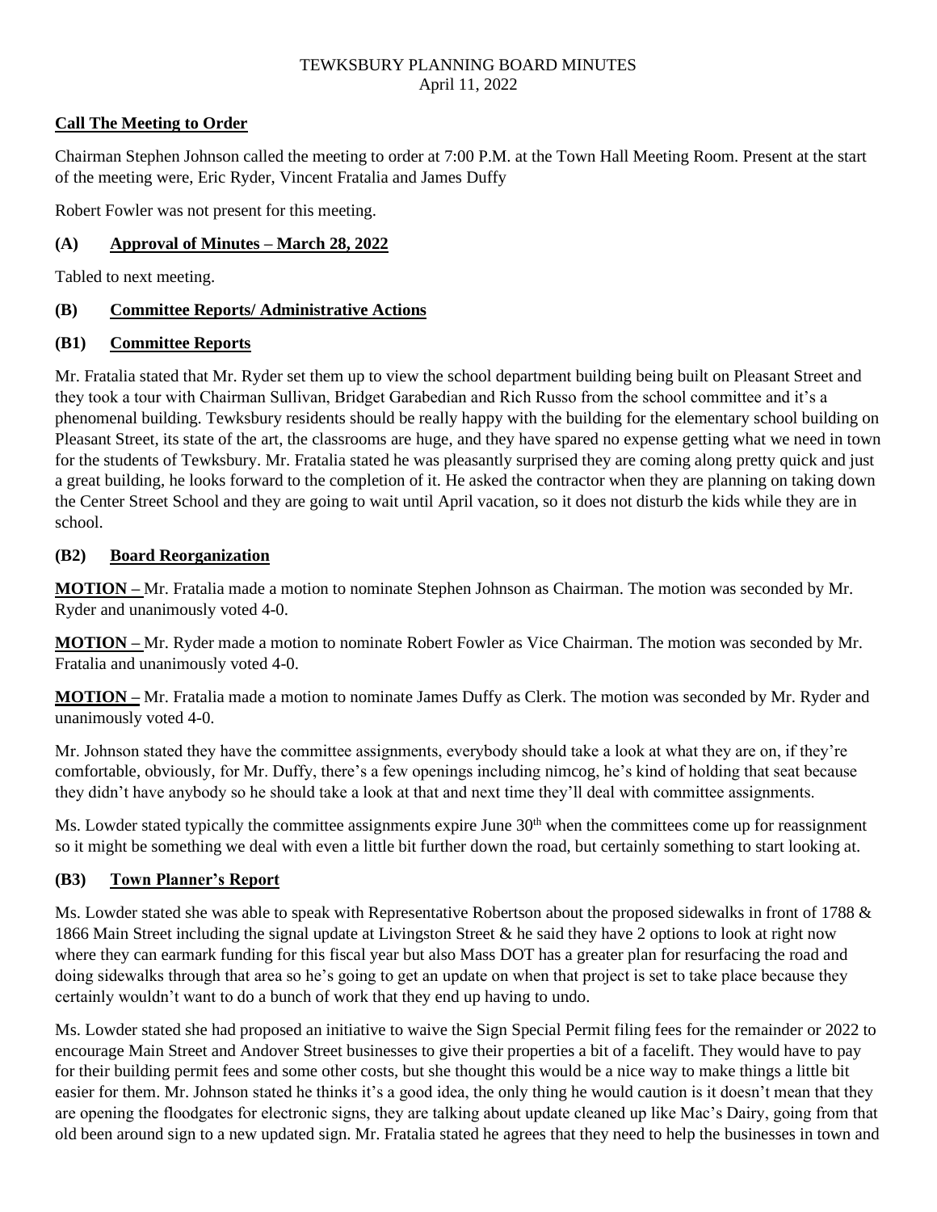# TEWKSBURY PLANNING BOARD MINUTES
April 11, 2022

## Call The Meeting to Order

Chairman Stephen Johnson called the meeting to order at 7:00 P.M. at the Town Hall Meeting Room. Present at the start of the meeting were, Eric Ryder, Vincent Fratalia and James Duffy

Robert Fowler was not present for this meeting.

## (A) Approval of Minutes – March 28, 2022

Tabled to next meeting.

## (B) Committee Reports/ Administrative Actions

## (B1) Committee Reports

Mr. Fratalia stated that Mr. Ryder set them up to view the school department building being built on Pleasant Street and they took a tour with Chairman Sullivan, Bridget Garabedian and Rich Russo from the school committee and it's a phenomenal building. Tewksbury residents should be really happy with the building for the elementary school building on Pleasant Street, its state of the art, the classrooms are huge, and they have spared no expense getting what we need in town for the students of Tewksbury. Mr. Fratalia stated he was pleasantly surprised they are coming along pretty quick and just a great building, he looks forward to the completion of it. He asked the contractor when they are planning on taking down the Center Street School and they are going to wait until April vacation, so it does not disturb the kids while they are in school.

## (B2) Board Reorganization

**MOTION –** Mr. Fratalia made a motion to nominate Stephen Johnson as Chairman. The motion was seconded by Mr. Ryder and unanimously voted 4-0.

**MOTION –** Mr. Ryder made a motion to nominate Robert Fowler as Vice Chairman. The motion was seconded by Mr. Fratalia and unanimously voted 4-0.

**MOTION –** Mr. Fratalia made a motion to nominate James Duffy as Clerk. The motion was seconded by Mr. Ryder and unanimously voted 4-0.

Mr. Johnson stated they have the committee assignments, everybody should take a look at what they are on, if they're comfortable, obviously, for Mr. Duffy, there's a few openings including nimcog, he's kind of holding that seat because they didn't have anybody so he should take a look at that and next time they'll deal with committee assignments.

Ms. Lowder stated typically the committee assignments expire June 30th when the committees come up for reassignment so it might be something we deal with even a little bit further down the road, but certainly something to start looking at.

## (B3) Town Planner's Report

Ms. Lowder stated she was able to speak with Representative Robertson about the proposed sidewalks in front of 1788 & 1866 Main Street including the signal update at Livingston Street & he said they have 2 options to look at right now where they can earmark funding for this fiscal year but also Mass DOT has a greater plan for resurfacing the road and doing sidewalks through that area so he's going to get an update on when that project is set to take place because they certainly wouldn't want to do a bunch of work that they end up having to undo.

Ms. Lowder stated she had proposed an initiative to waive the Sign Special Permit filing fees for the remainder or 2022 to encourage Main Street and Andover Street businesses to give their properties a bit of a facelift. They would have to pay for their building permit fees and some other costs, but she thought this would be a nice way to make things a little bit easier for them. Mr. Johnson stated he thinks it's a good idea, the only thing he would caution is it doesn't mean that they are opening the floodgates for electronic signs, they are talking about update cleaned up like Mac's Dairy, going from that old been around sign to a new updated sign. Mr. Fratalia stated he agrees that they need to help the businesses in town and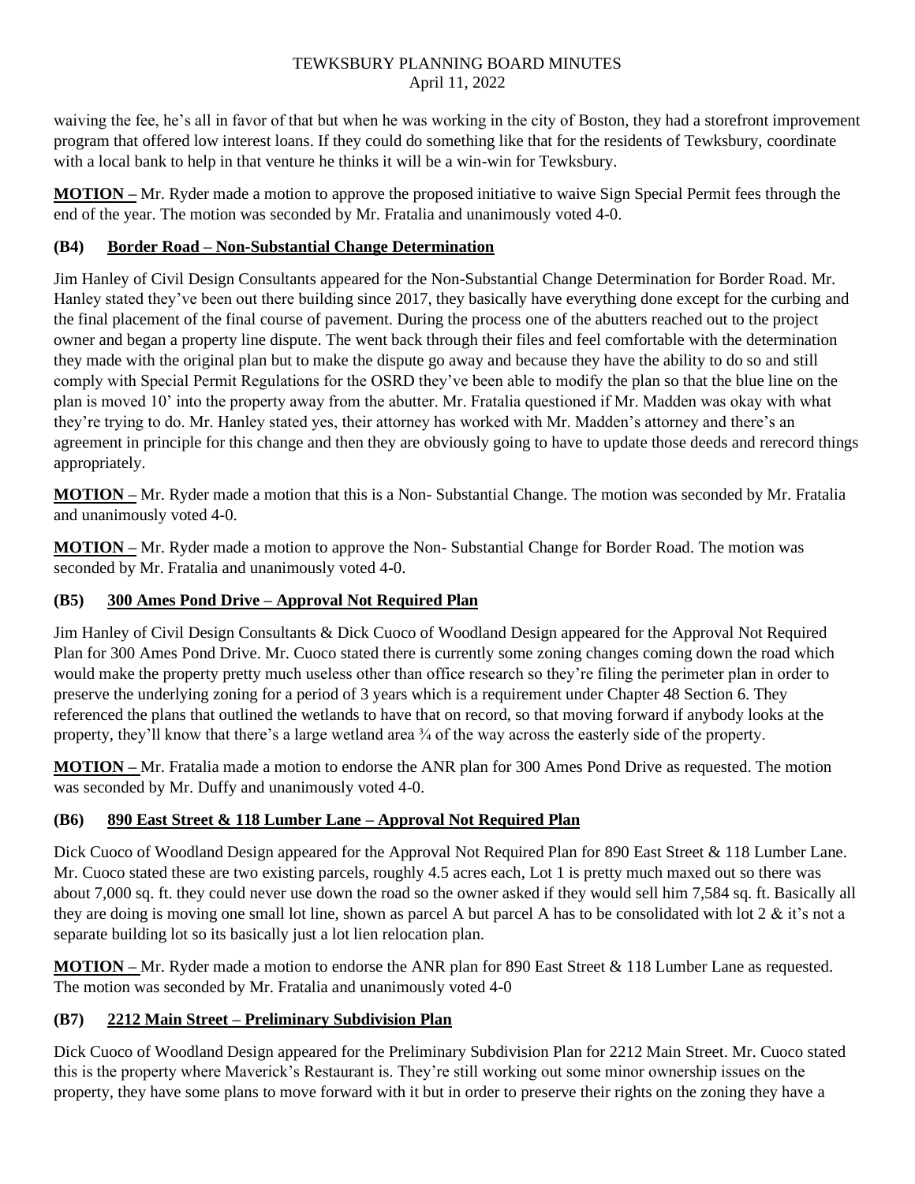waiving the fee, he's all in favor of that but when he was working in the city of Boston, they had a storefront improvement program that offered low interest loans. If they could do something like that for the residents of Tewksbury, coordinate with a local bank to help in that venture he thinks it will be a win-win for Tewksbury.

**MOTION –** Mr. Ryder made a motion to approve the proposed initiative to waive Sign Special Permit fees through the end of the year. The motion was seconded by Mr. Fratalia and unanimously voted 4-0.

### (B4) Border Road – Non-Substantial Change Determination

Jim Hanley of Civil Design Consultants appeared for the Non-Substantial Change Determination for Border Road. Mr. Hanley stated they've been out there building since 2017, they basically have everything done except for the curbing and the final placement of the final course of pavement. During the process one of the abutters reached out to the project owner and began a property line dispute. The went back through their files and feel comfortable with the determination they made with the original plan but to make the dispute go away and because they have the ability to do so and still comply with Special Permit Regulations for the OSRD they've been able to modify the plan so that the blue line on the plan is moved 10' into the property away from the abutter. Mr. Fratalia questioned if Mr. Madden was okay with what they're trying to do. Mr. Hanley stated yes, their attorney has worked with Mr. Madden's attorney and there's an agreement in principle for this change and then they are obviously going to have to update those deeds and rerecord things appropriately.

**MOTION –** Mr. Ryder made a motion that this is a Non- Substantial Change. The motion was seconded by Mr. Fratalia and unanimously voted 4-0.

**MOTION –** Mr. Ryder made a motion to approve the Non- Substantial Change for Border Road. The motion was seconded by Mr. Fratalia and unanimously voted 4-0.

### (B5) 300 Ames Pond Drive – Approval Not Required Plan

Jim Hanley of Civil Design Consultants & Dick Cuoco of Woodland Design appeared for the Approval Not Required Plan for 300 Ames Pond Drive. Mr. Cuoco stated there is currently some zoning changes coming down the road which would make the property pretty much useless other than office research so they're filing the perimeter plan in order to preserve the underlying zoning for a period of 3 years which is a requirement under Chapter 48 Section 6. They referenced the plans that outlined the wetlands to have that on record, so that moving forward if anybody looks at the property, they'll know that there's a large wetland area ¾ of the way across the easterly side of the property.

**MOTION –** Mr. Fratalia made a motion to endorse the ANR plan for 300 Ames Pond Drive as requested. The motion was seconded by Mr. Duffy and unanimously voted 4-0.

### (B6) 890 East Street & 118 Lumber Lane – Approval Not Required Plan

Dick Cuoco of Woodland Design appeared for the Approval Not Required Plan for 890 East Street & 118 Lumber Lane. Mr. Cuoco stated these are two existing parcels, roughly 4.5 acres each, Lot 1 is pretty much maxed out so there was about 7,000 sq. ft. they could never use down the road so the owner asked if they would sell him 7,584 sq. ft. Basically all they are doing is moving one small lot line, shown as parcel A but parcel A has to be consolidated with lot 2 & it's not a separate building lot so its basically just a lot lien relocation plan.

**MOTION –** Mr. Ryder made a motion to endorse the ANR plan for 890 East Street & 118 Lumber Lane as requested. The motion was seconded by Mr. Fratalia and unanimously voted 4-0

### (B7) 2212 Main Street – Preliminary Subdivision Plan

Dick Cuoco of Woodland Design appeared for the Preliminary Subdivision Plan for 2212 Main Street. Mr. Cuoco stated this is the property where Maverick's Restaurant is. They're still working out some minor ownership issues on the property, they have some plans to move forward with it but in order to preserve their rights on the zoning they have a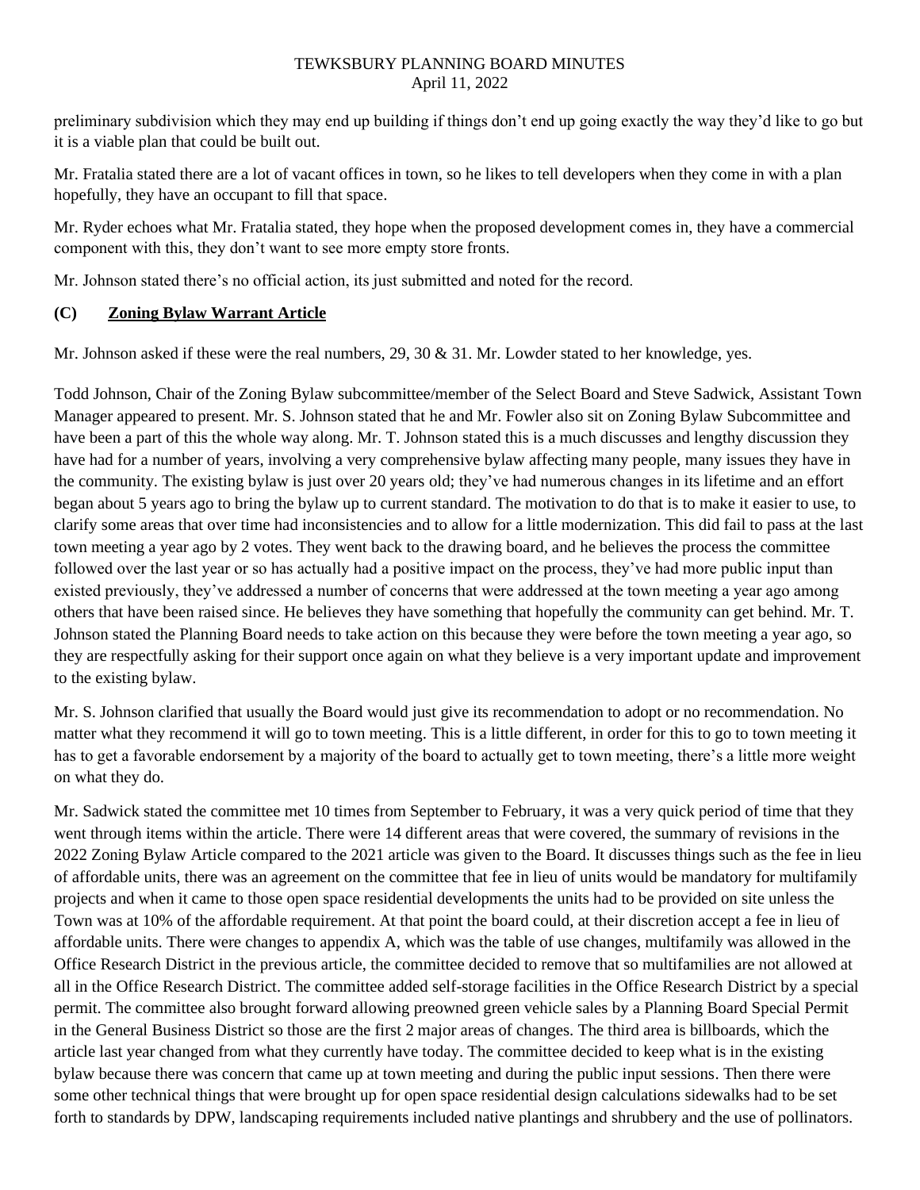preliminary subdivision which they may end up building if things don't end up going exactly the way they'd like to go but it is a viable plan that could be built out.

Mr. Fratalia stated there are a lot of vacant offices in town, so he likes to tell developers when they come in with a plan hopefully, they have an occupant to fill that space.

Mr. Ryder echoes what Mr. Fratalia stated, they hope when the proposed development comes in, they have a commercial component with this, they don't want to see more empty store fronts.

Mr. Johnson stated there's no official action, its just submitted and noted for the record.

## (C) Zoning Bylaw Warrant Article

Mr. Johnson asked if these were the real numbers, 29, 30 & 31. Mr. Lowder stated to her knowledge, yes.

Todd Johnson, Chair of the Zoning Bylaw subcommittee/member of the Select Board and Steve Sadwick, Assistant Town Manager appeared to present. Mr. S. Johnson stated that he and Mr. Fowler also sit on Zoning Bylaw Subcommittee and have been a part of this the whole way along. Mr. T. Johnson stated this is a much discusses and lengthy discussion they have had for a number of years, involving a very comprehensive bylaw affecting many people, many issues they have in the community. The existing bylaw is just over 20 years old; they've had numerous changes in its lifetime and an effort began about 5 years ago to bring the bylaw up to current standard. The motivation to do that is to make it easier to use, to clarify some areas that over time had inconsistencies and to allow for a little modernization. This did fail to pass at the last town meeting a year ago by 2 votes. They went back to the drawing board, and he believes the process the committee followed over the last year or so has actually had a positive impact on the process, they've had more public input than existed previously, they've addressed a number of concerns that were addressed at the town meeting a year ago among others that have been raised since. He believes they have something that hopefully the community can get behind. Mr. T. Johnson stated the Planning Board needs to take action on this because they were before the town meeting a year ago, so they are respectfully asking for their support once again on what they believe is a very important update and improvement to the existing bylaw.

Mr. S. Johnson clarified that usually the Board would just give its recommendation to adopt or no recommendation. No matter what they recommend it will go to town meeting. This is a little different, in order for this to go to town meeting it has to get a favorable endorsement by a majority of the board to actually get to town meeting, there's a little more weight on what they do.

Mr. Sadwick stated the committee met 10 times from September to February, it was a very quick period of time that they went through items within the article. There were 14 different areas that were covered, the summary of revisions in the 2022 Zoning Bylaw Article compared to the 2021 article was given to the Board. It discusses things such as the fee in lieu of affordable units, there was an agreement on the committee that fee in lieu of units would be mandatory for multifamily projects and when it came to those open space residential developments the units had to be provided on site unless the Town was at 10% of the affordable requirement. At that point the board could, at their discretion accept a fee in lieu of affordable units. There were changes to appendix A, which was the table of use changes, multifamily was allowed in the Office Research District in the previous article, the committee decided to remove that so multifamilies are not allowed at all in the Office Research District. The committee added self-storage facilities in the Office Research District by a special permit. The committee also brought forward allowing preowned green vehicle sales by a Planning Board Special Permit in the General Business District so those are the first 2 major areas of changes. The third area is billboards, which the article last year changed from what they currently have today. The committee decided to keep what is in the existing bylaw because there was concern that came up at town meeting and during the public input sessions. Then there were some other technical things that were brought up for open space residential design calculations sidewalks had to be set forth to standards by DPW, landscaping requirements included native plantings and shrubbery and the use of pollinators.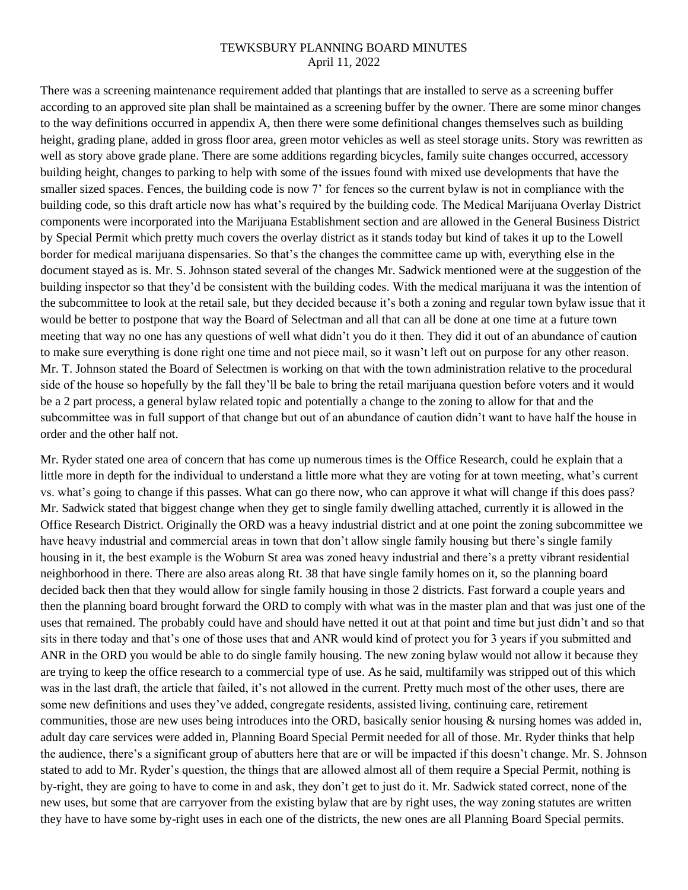TEWKSBURY PLANNING BOARD MINUTES
April 11, 2022

There was a screening maintenance requirement added that plantings that are installed to serve as a screening buffer according to an approved site plan shall be maintained as a screening buffer by the owner. There are some minor changes to the way definitions occurred in appendix A, then there were some definitional changes themselves such as building height, grading plane, added in gross floor area, green motor vehicles as well as steel storage units. Story was rewritten as well as story above grade plane. There are some additions regarding bicycles, family suite changes occurred, accessory building height, changes to parking to help with some of the issues found with mixed use developments that have the smaller sized spaces. Fences, the building code is now 7' for fences so the current bylaw is not in compliance with the building code, so this draft article now has what's required by the building code. The Medical Marijuana Overlay District components were incorporated into the Marijuana Establishment section and are allowed in the General Business District by Special Permit which pretty much covers the overlay district as it stands today but kind of takes it up to the Lowell border for medical marijuana dispensaries. So that's the changes the committee came up with, everything else in the document stayed as is. Mr. S. Johnson stated several of the changes Mr. Sadwick mentioned were at the suggestion of the building inspector so that they'd be consistent with the building codes. With the medical marijuana it was the intention of the subcommittee to look at the retail sale, but they decided because it's both a zoning and regular town bylaw issue that it would be better to postpone that way the Board of Selectman and all that can all be done at one time at a future town meeting that way no one has any questions of well what didn't you do it then. They did it out of an abundance of caution to make sure everything is done right one time and not piece mail, so it wasn't left out on purpose for any other reason. Mr. T. Johnson stated the Board of Selectmen is working on that with the town administration relative to the procedural side of the house so hopefully by the fall they'll be bale to bring the retail marijuana question before voters and it would be a 2 part process, a general bylaw related topic and potentially a change to the zoning to allow for that and the subcommittee was in full support of that change but out of an abundance of caution didn't want to have half the house in order and the other half not.

Mr. Ryder stated one area of concern that has come up numerous times is the Office Research, could he explain that a little more in depth for the individual to understand a little more what they are voting for at town meeting, what's current vs. what's going to change if this passes. What can go there now, who can approve it what will change if this does pass? Mr. Sadwick stated that biggest change when they get to single family dwelling attached, currently it is allowed in the Office Research District. Originally the ORD was a heavy industrial district and at one point the zoning subcommittee we have heavy industrial and commercial areas in town that don't allow single family housing but there's single family housing in it, the best example is the Woburn St area was zoned heavy industrial and there's a pretty vibrant residential neighborhood in there. There are also areas along Rt. 38 that have single family homes on it, so the planning board decided back then that they would allow for single family housing in those 2 districts. Fast forward a couple years and then the planning board brought forward the ORD to comply with what was in the master plan and that was just one of the uses that remained. The probably could have and should have netted it out at that point and time but just didn't and so that sits in there today and that's one of those uses that and ANR would kind of protect you for 3 years if you submitted and ANR in the ORD you would be able to do single family housing. The new zoning bylaw would not allow it because they are trying to keep the office research to a commercial type of use. As he said, multifamily was stripped out of this which was in the last draft, the article that failed, it's not allowed in the current. Pretty much most of the other uses, there are some new definitions and uses they've added, congregate residents, assisted living, continuing care, retirement communities, those are new uses being introduces into the ORD, basically senior housing & nursing homes was added in, adult day care services were added in, Planning Board Special Permit needed for all of those. Mr. Ryder thinks that help the audience, there's a significant group of abutters here that are or will be impacted if this doesn't change. Mr. S. Johnson stated to add to Mr. Ryder's question, the things that are allowed almost all of them require a Special Permit, nothing is by-right, they are going to have to come in and ask, they don't get to just do it. Mr. Sadwick stated correct, none of the new uses, but some that are carryover from the existing bylaw that are by right uses, the way zoning statutes are written they have to have some by-right uses in each one of the districts, the new ones are all Planning Board Special permits.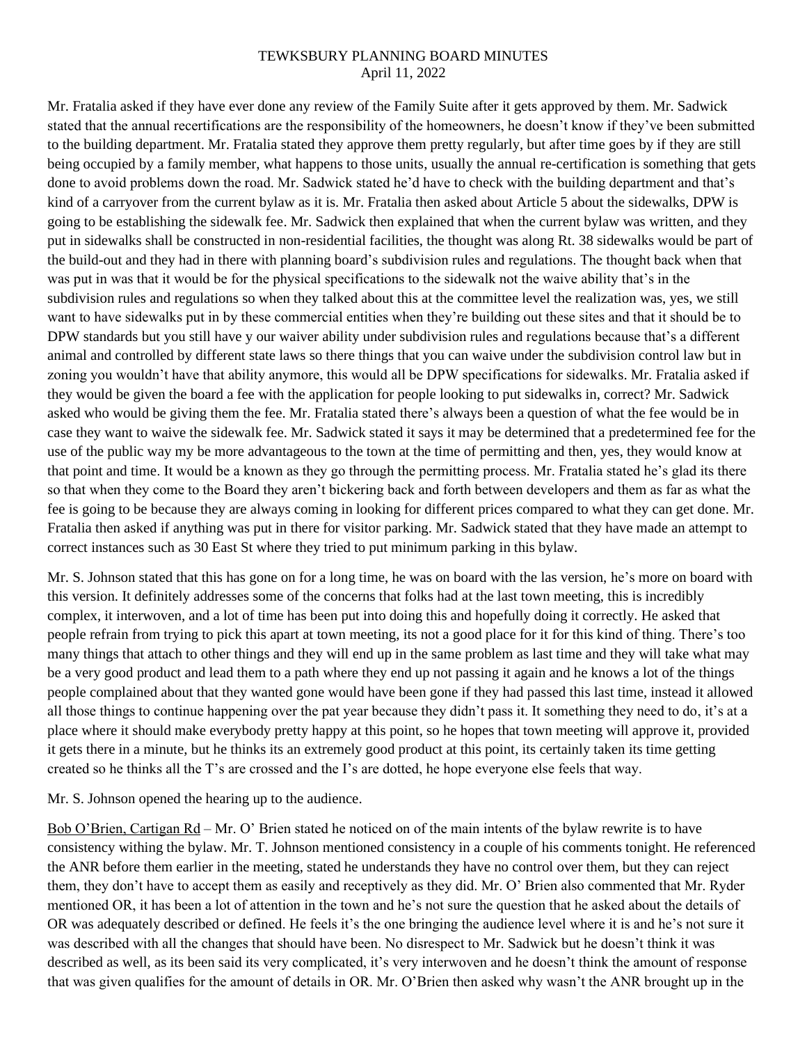Mr. Fratalia asked if they have ever done any review of the Family Suite after it gets approved by them. Mr. Sadwick stated that the annual recertifications are the responsibility of the homeowners, he doesn't know if they've been submitted to the building department. Mr. Fratalia stated they approve them pretty regularly, but after time goes by if they are still being occupied by a family member, what happens to those units, usually the annual re-certification is something that gets done to avoid problems down the road. Mr. Sadwick stated he'd have to check with the building department and that's kind of a carryover from the current bylaw as it is. Mr. Fratalia then asked about Article 5 about the sidewalks, DPW is going to be establishing the sidewalk fee. Mr. Sadwick then explained that when the current bylaw was written, and they put in sidewalks shall be constructed in non-residential facilities, the thought was along Rt. 38 sidewalks would be part of the build-out and they had in there with planning board's subdivision rules and regulations. The thought back when that was put in was that it would be for the physical specifications to the sidewalk not the waive ability that's in the subdivision rules and regulations so when they talked about this at the committee level the realization was, yes, we still want to have sidewalks put in by these commercial entities when they're building out these sites and that it should be to DPW standards but you still have y our waiver ability under subdivision rules and regulations because that's a different animal and controlled by different state laws so there things that you can waive under the subdivision control law but in zoning you wouldn't have that ability anymore, this would all be DPW specifications for sidewalks. Mr. Fratalia asked if they would be given the board a fee with the application for people looking to put sidewalks in, correct? Mr. Sadwick asked who would be giving them the fee. Mr. Fratalia stated there's always been a question of what the fee would be in case they want to waive the sidewalk fee. Mr. Sadwick stated it says it may be determined that a predetermined fee for the use of the public way my be more advantageous to the town at the time of permitting and then, yes, they would know at that point and time. It would be a known as they go through the permitting process. Mr. Fratalia stated he's glad its there so that when they come to the Board they aren't bickering back and forth between developers and them as far as what the fee is going to be because they are always coming in looking for different prices compared to what they can get done. Mr. Fratalia then asked if anything was put in there for visitor parking. Mr. Sadwick stated that they have made an attempt to correct instances such as 30 East St where they tried to put minimum parking in this bylaw.

Mr. S. Johnson stated that this has gone on for a long time, he was on board with the las version, he's more on board with this version. It definitely addresses some of the concerns that folks had at the last town meeting, this is incredibly complex, it interwoven, and a lot of time has been put into doing this and hopefully doing it correctly. He asked that people refrain from trying to pick this apart at town meeting, its not a good place for it for this kind of thing. There's too many things that attach to other things and they will end up in the same problem as last time and they will take what may be a very good product and lead them to a path where they end up not passing it again and he knows a lot of the things people complained about that they wanted gone would have been gone if they had passed this last time, instead it allowed all those things to continue happening over the pat year because they didn't pass it. It something they need to do, it's at a place where it should make everybody pretty happy at this point, so he hopes that town meeting will approve it, provided it gets there in a minute, but he thinks its an extremely good product at this point, its certainly taken its time getting created so he thinks all the T's are crossed and the I's are dotted, he hope everyone else feels that way.

Mr. S. Johnson opened the hearing up to the audience.

Bob O'Brien, Cartigan Rd – Mr. O' Brien stated he noticed on of the main intents of the bylaw rewrite is to have consistency withing the bylaw. Mr. T. Johnson mentioned consistency in a couple of his comments tonight. He referenced the ANR before them earlier in the meeting, stated he understands they have no control over them, but they can reject them, they don't have to accept them as easily and receptively as they did. Mr. O' Brien also commented that Mr. Ryder mentioned OR, it has been a lot of attention in the town and he's not sure the question that he asked about the details of OR was adequately described or defined. He feels it's the one bringing the audience level where it is and he's not sure it was described with all the changes that should have been. No disrespect to Mr. Sadwick but he doesn't think it was described as well, as its been said its very complicated, it's very interwoven and he doesn't think the amount of response that was given qualifies for the amount of details in OR. Mr. O'Brien then asked why wasn't the ANR brought up in the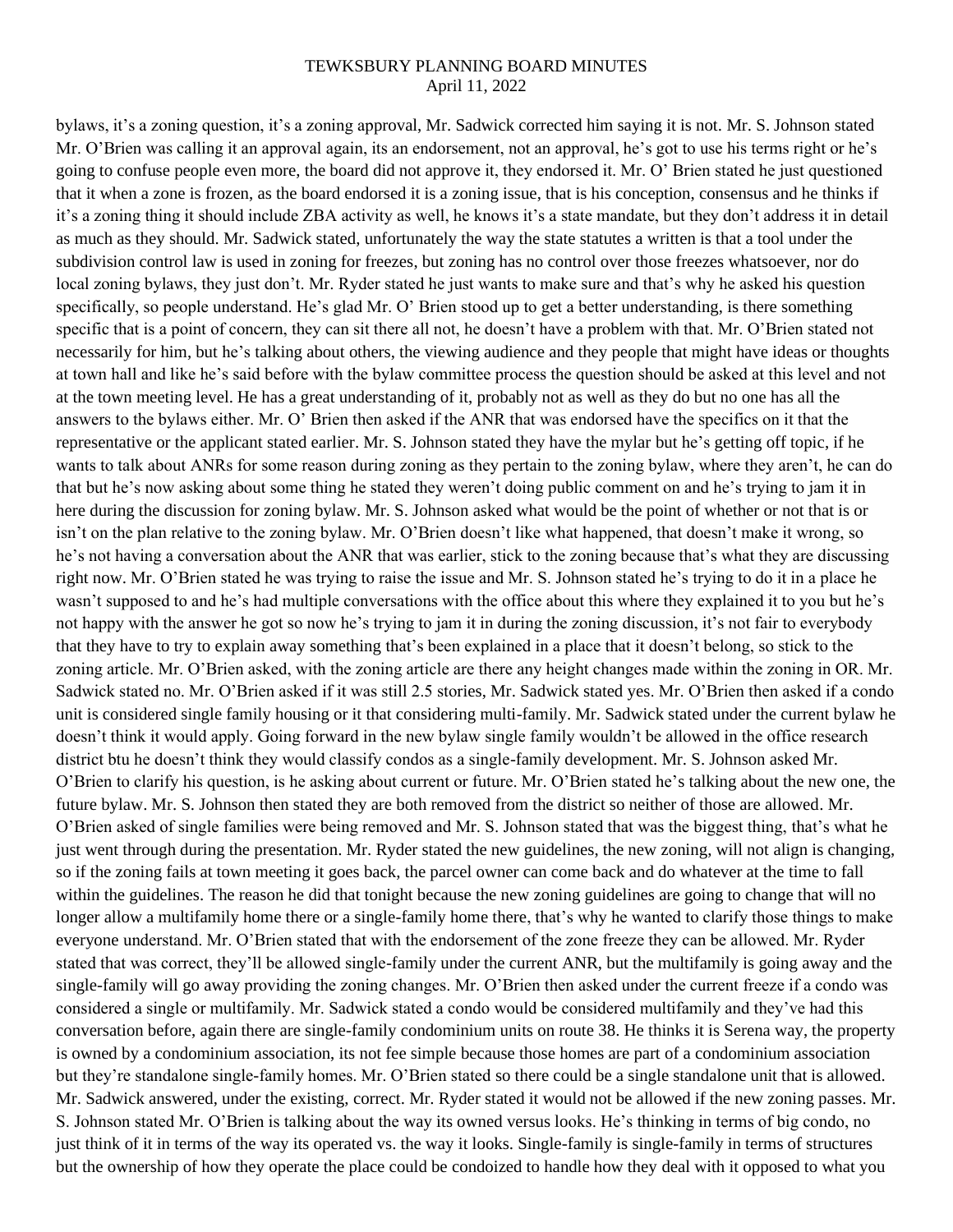bylaws, it's a zoning question, it's a zoning approval, Mr. Sadwick corrected him saying it is not. Mr. S. Johnson stated Mr. O'Brien was calling it an approval again, its an endorsement, not an approval, he's got to use his terms right or he's going to confuse people even more, the board did not approve it, they endorsed it. Mr. O' Brien stated he just questioned that it when a zone is frozen, as the board endorsed it is a zoning issue, that is his conception, consensus and he thinks if it's a zoning thing it should include ZBA activity as well, he knows it's a state mandate, but they don't address it in detail as much as they should. Mr. Sadwick stated, unfortunately the way the state statutes a written is that a tool under the subdivision control law is used in zoning for freezes, but zoning has no control over those freezes whatsoever, nor do local zoning bylaws, they just don't. Mr. Ryder stated he just wants to make sure and that's why he asked his question specifically, so people understand. He's glad Mr. O' Brien stood up to get a better understanding, is there something specific that is a point of concern, they can sit there all not, he doesn't have a problem with that. Mr. O'Brien stated not necessarily for him, but he's talking about others, the viewing audience and they people that might have ideas or thoughts at town hall and like he's said before with the bylaw committee process the question should be asked at this level and not at the town meeting level. He has a great understanding of it, probably not as well as they do but no one has all the answers to the bylaws either. Mr. O' Brien then asked if the ANR that was endorsed have the specifics on it that the representative or the applicant stated earlier. Mr. S. Johnson stated they have the mylar but he's getting off topic, if he wants to talk about ANRs for some reason during zoning as they pertain to the zoning bylaw, where they aren't, he can do that but he's now asking about some thing he stated they weren't doing public comment on and he's trying to jam it in here during the discussion for zoning bylaw. Mr. S. Johnson asked what would be the point of whether or not that is or isn't on the plan relative to the zoning bylaw. Mr. O'Brien doesn't like what happened, that doesn't make it wrong, so he's not having a conversation about the ANR that was earlier, stick to the zoning because that's what they are discussing right now. Mr. O'Brien stated he was trying to raise the issue and Mr. S. Johnson stated he's trying to do it in a place he wasn't supposed to and he's had multiple conversations with the office about this where they explained it to you but he's not happy with the answer he got so now he's trying to jam it in during the zoning discussion, it's not fair to everybody that they have to try to explain away something that's been explained in a place that it doesn't belong, so stick to the zoning article. Mr. O'Brien asked, with the zoning article are there any height changes made within the zoning in OR. Mr. Sadwick stated no. Mr. O'Brien asked if it was still 2.5 stories, Mr. Sadwick stated yes. Mr. O'Brien then asked if a condo unit is considered single family housing or it that considering multi-family. Mr. Sadwick stated under the current bylaw he doesn't think it would apply. Going forward in the new bylaw single family wouldn't be allowed in the office research district btu he doesn't think they would classify condos as a single-family development. Mr. S. Johnson asked Mr. O'Brien to clarify his question, is he asking about current or future. Mr. O'Brien stated he's talking about the new one, the future bylaw. Mr. S. Johnson then stated they are both removed from the district so neither of those are allowed. Mr. O'Brien asked of single families were being removed and Mr. S. Johnson stated that was the biggest thing, that's what he just went through during the presentation. Mr. Ryder stated the new guidelines, the new zoning, will not align is changing, so if the zoning fails at town meeting it goes back, the parcel owner can come back and do whatever at the time to fall within the guidelines. The reason he did that tonight because the new zoning guidelines are going to change that will no longer allow a multifamily home there or a single-family home there, that's why he wanted to clarify those things to make everyone understand. Mr. O'Brien stated that with the endorsement of the zone freeze they can be allowed. Mr. Ryder stated that was correct, they'll be allowed single-family under the current ANR, but the multifamily is going away and the single-family will go away providing the zoning changes. Mr. O'Brien then asked under the current freeze if a condo was considered a single or multifamily. Mr. Sadwick stated a condo would be considered multifamily and they've had this conversation before, again there are single-family condominium units on route 38. He thinks it is Serena way, the property is owned by a condominium association, its not fee simple because those homes are part of a condominium association but they're standalone single-family homes. Mr. O'Brien stated so there could be a single standalone unit that is allowed. Mr. Sadwick answered, under the existing, correct. Mr. Ryder stated it would not be allowed if the new zoning passes. Mr. S. Johnson stated Mr. O'Brien is talking about the way its owned versus looks. He's thinking in terms of big condo, no just think of it in terms of the way its operated vs. the way it looks. Single-family is single-family in terms of structures but the ownership of how they operate the place could be condoized to handle how they deal with it opposed to what you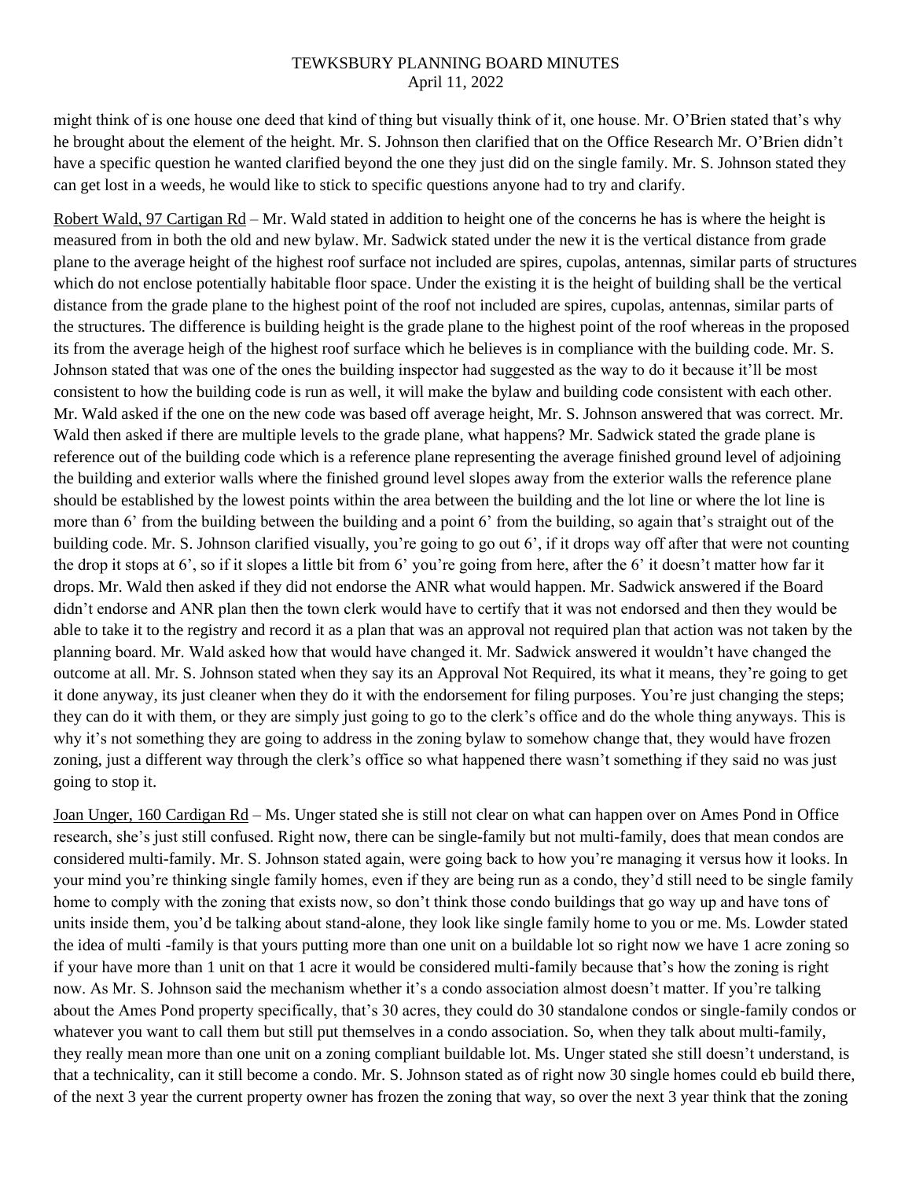might think of is one house one deed that kind of thing but visually think of it, one house. Mr. O'Brien stated that's why he brought about the element of the height. Mr. S. Johnson then clarified that on the Office Research Mr. O'Brien didn't have a specific question he wanted clarified beyond the one they just did on the single family. Mr. S. Johnson stated they can get lost in a weeds, he would like to stick to specific questions anyone had to try and clarify.

Robert Wald, 97 Cartigan Rd – Mr. Wald stated in addition to height one of the concerns he has is where the height is measured from in both the old and new bylaw. Mr. Sadwick stated under the new it is the vertical distance from grade plane to the average height of the highest roof surface not included are spires, cupolas, antennas, similar parts of structures which do not enclose potentially habitable floor space. Under the existing it is the height of building shall be the vertical distance from the grade plane to the highest point of the roof not included are spires, cupolas, antennas, similar parts of the structures. The difference is building height is the grade plane to the highest point of the roof whereas in the proposed its from the average heigh of the highest roof surface which he believes is in compliance with the building code. Mr. S. Johnson stated that was one of the ones the building inspector had suggested as the way to do it because it'll be most consistent to how the building code is run as well, it will make the bylaw and building code consistent with each other. Mr. Wald asked if the one on the new code was based off average height, Mr. S. Johnson answered that was correct. Mr. Wald then asked if there are multiple levels to the grade plane, what happens? Mr. Sadwick stated the grade plane is reference out of the building code which is a reference plane representing the average finished ground level of adjoining the building and exterior walls where the finished ground level slopes away from the exterior walls the reference plane should be established by the lowest points within the area between the building and the lot line or where the lot line is more than 6' from the building between the building and a point 6' from the building, so again that's straight out of the building code. Mr. S. Johnson clarified visually, you're going to go out 6', if it drops way off after that were not counting the drop it stops at 6', so if it slopes a little bit from 6' you're going from here, after the 6' it doesn't matter how far it drops. Mr. Wald then asked if they did not endorse the ANR what would happen. Mr. Sadwick answered if the Board didn't endorse and ANR plan then the town clerk would have to certify that it was not endorsed and then they would be able to take it to the registry and record it as a plan that was an approval not required plan that action was not taken by the planning board. Mr. Wald asked how that would have changed it. Mr. Sadwick answered it wouldn't have changed the outcome at all. Mr. S. Johnson stated when they say its an Approval Not Required, its what it means, they're going to get it done anyway, its just cleaner when they do it with the endorsement for filing purposes. You're just changing the steps; they can do it with them, or they are simply just going to go to the clerk's office and do the whole thing anyways. This is why it's not something they are going to address in the zoning bylaw to somehow change that, they would have frozen zoning, just a different way through the clerk's office so what happened there wasn't something if they said no was just going to stop it.

Joan Unger, 160 Cardigan Rd – Ms. Unger stated she is still not clear on what can happen over on Ames Pond in Office research, she's just still confused. Right now, there can be single-family but not multi-family, does that mean condos are considered multi-family. Mr. S. Johnson stated again, were going back to how you're managing it versus how it looks. In your mind you're thinking single family homes, even if they are being run as a condo, they'd still need to be single family home to comply with the zoning that exists now, so don't think those condo buildings that go way up and have tons of units inside them, you'd be talking about stand-alone, they look like single family home to you or me. Ms. Lowder stated the idea of multi -family is that yours putting more than one unit on a buildable lot so right now we have 1 acre zoning so if your have more than 1 unit on that 1 acre it would be considered multi-family because that's how the zoning is right now. As Mr. S. Johnson said the mechanism whether it's a condo association almost doesn't matter. If you're talking about the Ames Pond property specifically, that's 30 acres, they could do 30 standalone condos or single-family condos or whatever you want to call them but still put themselves in a condo association. So, when they talk about multi-family, they really mean more than one unit on a zoning compliant buildable lot. Ms. Unger stated she still doesn't understand, is that a technicality, can it still become a condo. Mr. S. Johnson stated as of right now 30 single homes could eb build there, of the next 3 year the current property owner has frozen the zoning that way, so over the next 3 year think that the zoning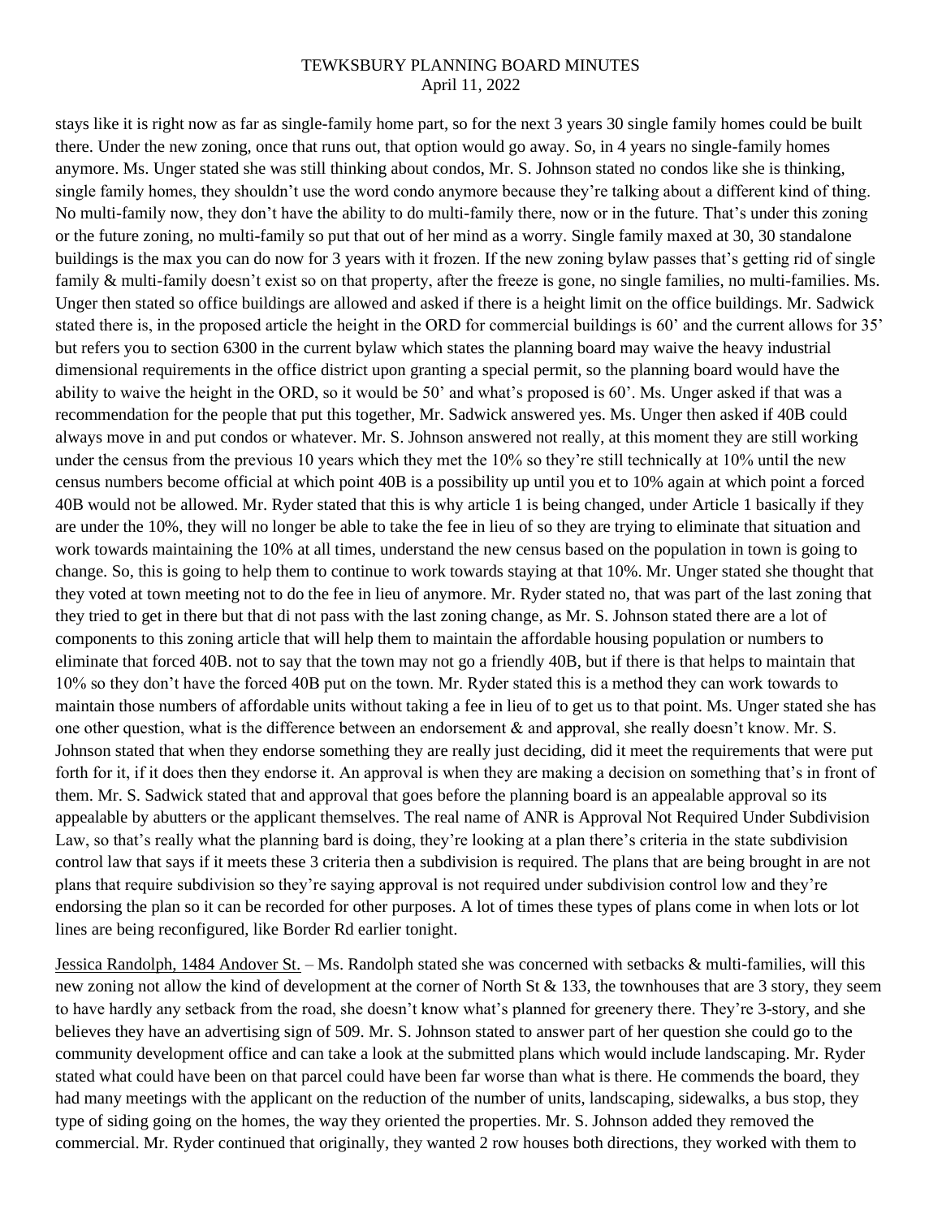stays like it is right now as far as single-family home part, so for the next 3 years 30 single family homes could be built there. Under the new zoning, once that runs out, that option would go away. So, in 4 years no single-family homes anymore. Ms. Unger stated she was still thinking about condos, Mr. S. Johnson stated no condos like she is thinking, single family homes, they shouldn't use the word condo anymore because they're talking about a different kind of thing. No multi-family now, they don't have the ability to do multi-family there, now or in the future. That's under this zoning or the future zoning, no multi-family so put that out of her mind as a worry. Single family maxed at 30, 30 standalone buildings is the max you can do now for 3 years with it frozen. If the new zoning bylaw passes that's getting rid of single family & multi-family doesn't exist so on that property, after the freeze is gone, no single families, no multi-families. Ms. Unger then stated so office buildings are allowed and asked if there is a height limit on the office buildings. Mr. Sadwick stated there is, in the proposed article the height in the ORD for commercial buildings is 60' and the current allows for 35' but refers you to section 6300 in the current bylaw which states the planning board may waive the heavy industrial dimensional requirements in the office district upon granting a special permit, so the planning board would have the ability to waive the height in the ORD, so it would be 50' and what's proposed is 60'. Ms. Unger asked if that was a recommendation for the people that put this together, Mr. Sadwick answered yes. Ms. Unger then asked if 40B could always move in and put condos or whatever. Mr. S. Johnson answered not really, at this moment they are still working under the census from the previous 10 years which they met the 10% so they're still technically at 10% until the new census numbers become official at which point 40B is a possibility up until you et to 10% again at which point a forced 40B would not be allowed. Mr. Ryder stated that this is why article 1 is being changed, under Article 1 basically if they are under the 10%, they will no longer be able to take the fee in lieu of so they are trying to eliminate that situation and work towards maintaining the 10% at all times, understand the new census based on the population in town is going to change. So, this is going to help them to continue to work towards staying at that 10%. Mr. Unger stated she thought that they voted at town meeting not to do the fee in lieu of anymore. Mr. Ryder stated no, that was part of the last zoning that they tried to get in there but that di not pass with the last zoning change, as Mr. S. Johnson stated there are a lot of components to this zoning article that will help them to maintain the affordable housing population or numbers to eliminate that forced 40B. not to say that the town may not go a friendly 40B, but if there is that helps to maintain that 10% so they don't have the forced 40B put on the town. Mr. Ryder stated this is a method they can work towards to maintain those numbers of affordable units without taking a fee in lieu of to get us to that point. Ms. Unger stated she has one other question, what is the difference between an endorsement & and approval, she really doesn't know. Mr. S. Johnson stated that when they endorse something they are really just deciding, did it meet the requirements that were put forth for it, if it does then they endorse it. An approval is when they are making a decision on something that's in front of them. Mr. S. Sadwick stated that and approval that goes before the planning board is an appealable approval so its appealable by abutters or the applicant themselves. The real name of ANR is Approval Not Required Under Subdivision Law, so that's really what the planning bard is doing, they're looking at a plan there's criteria in the state subdivision control law that says if it meets these 3 criteria then a subdivision is required. The plans that are being brought in are not plans that require subdivision so they're saying approval is not required under subdivision control low and they're endorsing the plan so it can be recorded for other purposes. A lot of times these types of plans come in when lots or lot lines are being reconfigured, like Border Rd earlier tonight.

Jessica Randolph, 1484 Andover St. – Ms. Randolph stated she was concerned with setbacks & multi-families, will this new zoning not allow the kind of development at the corner of North St & 133, the townhouses that are 3 story, they seem to have hardly any setback from the road, she doesn't know what's planned for greenery there. They're 3-story, and she believes they have an advertising sign of 509. Mr. S. Johnson stated to answer part of her question she could go to the community development office and can take a look at the submitted plans which would include landscaping. Mr. Ryder stated what could have been on that parcel could have been far worse than what is there. He commends the board, they had many meetings with the applicant on the reduction of the number of units, landscaping, sidewalks, a bus stop, they type of siding going on the homes, the way they oriented the properties. Mr. S. Johnson added they removed the commercial. Mr. Ryder continued that originally, they wanted 2 row houses both directions, they worked with them to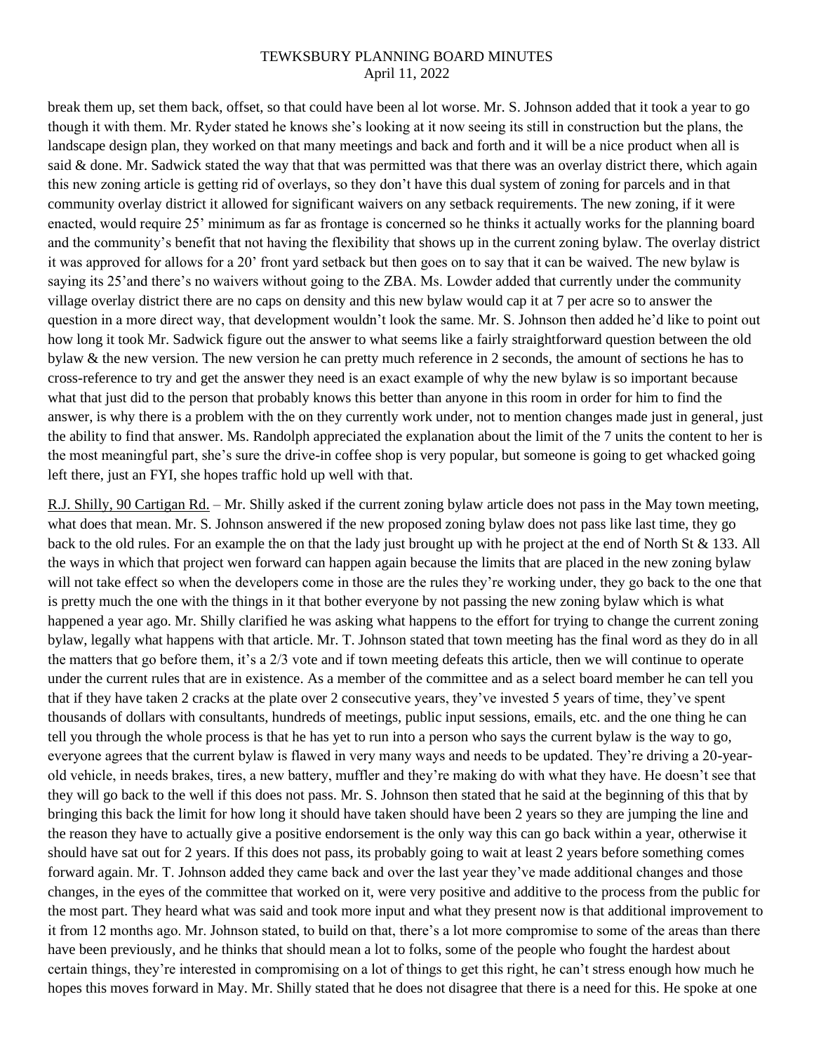break them up, set them back, offset, so that could have been al lot worse. Mr. S. Johnson added that it took a year to go though it with them. Mr. Ryder stated he knows she's looking at it now seeing its still in construction but the plans, the landscape design plan, they worked on that many meetings and back and forth and it will be a nice product when all is said & done. Mr. Sadwick stated the way that that was permitted was that there was an overlay district there, which again this new zoning article is getting rid of overlays, so they don't have this dual system of zoning for parcels and in that community overlay district it allowed for significant waivers on any setback requirements. The new zoning, if it were enacted, would require 25' minimum as far as frontage is concerned so he thinks it actually works for the planning board and the community's benefit that not having the flexibility that shows up in the current zoning bylaw. The overlay district it was approved for allows for a 20' front yard setback but then goes on to say that it can be waived. The new bylaw is saying its 25'and there's no waivers without going to the ZBA. Ms. Lowder added that currently under the community village overlay district there are no caps on density and this new bylaw would cap it at 7 per acre so to answer the question in a more direct way, that development wouldn't look the same. Mr. S. Johnson then added he'd like to point out how long it took Mr. Sadwick figure out the answer to what seems like a fairly straightforward question between the old bylaw & the new version. The new version he can pretty much reference in 2 seconds, the amount of sections he has to cross-reference to try and get the answer they need is an exact example of why the new bylaw is so important because what that just did to the person that probably knows this better than anyone in this room in order for him to find the answer, is why there is a problem with the on they currently work under, not to mention changes made just in general, just the ability to find that answer. Ms. Randolph appreciated the explanation about the limit of the 7 units the content to her is the most meaningful part, she's sure the drive-in coffee shop is very popular, but someone is going to get whacked going left there, just an FYI, she hopes traffic hold up well with that.

<u>R.J. Shilly, 90 Cartigan Rd.</u> – Mr. Shilly asked if the current zoning bylaw article does not pass in the May town meeting, what does that mean. Mr. S. Johnson answered if the new proposed zoning bylaw does not pass like last time, they go back to the old rules. For an example the on that the lady just brought up with he project at the end of North St & 133. All the ways in which that project wen forward can happen again because the limits that are placed in the new zoning bylaw will not take effect so when the developers come in those are the rules they're working under, they go back to the one that is pretty much the one with the things in it that bother everyone by not passing the new zoning bylaw which is what happened a year ago. Mr. Shilly clarified he was asking what happens to the effort for trying to change the current zoning bylaw, legally what happens with that article. Mr. T. Johnson stated that town meeting has the final word as they do in all the matters that go before them, it's a 2/3 vote and if town meeting defeats this article, then we will continue to operate under the current rules that are in existence. As a member of the committee and as a select board member he can tell you that if they have taken 2 cracks at the plate over 2 consecutive years, they've invested 5 years of time, they've spent thousands of dollars with consultants, hundreds of meetings, public input sessions, emails, etc. and the one thing he can tell you through the whole process is that he has yet to run into a person who says the current bylaw is the way to go, everyone agrees that the current bylaw is flawed in very many ways and needs to be updated. They're driving a 20-year-old vehicle, in needs brakes, tires, a new battery, muffler and they're making do with what they have. He doesn't see that they will go back to the well if this does not pass. Mr. S. Johnson then stated that he said at the beginning of this that by bringing this back the limit for how long it should have taken should have been 2 years so they are jumping the line and the reason they have to actually give a positive endorsement is the only way this can go back within a year, otherwise it should have sat out for 2 years. If this does not pass, its probably going to wait at least 2 years before something comes forward again. Mr. T. Johnson added they came back and over the last year they've made additional changes and those changes, in the eyes of the committee that worked on it, were very positive and additive to the process from the public for the most part. They heard what was said and took more input and what they present now is that additional improvement to it from 12 months ago. Mr. Johnson stated, to build on that, there's a lot more compromise to some of the areas than there have been previously, and he thinks that should mean a lot to folks, some of the people who fought the hardest about certain things, they're interested in compromising on a lot of things to get this right, he can't stress enough how much he hopes this moves forward in May. Mr. Shilly stated that he does not disagree that there is a need for this. He spoke at one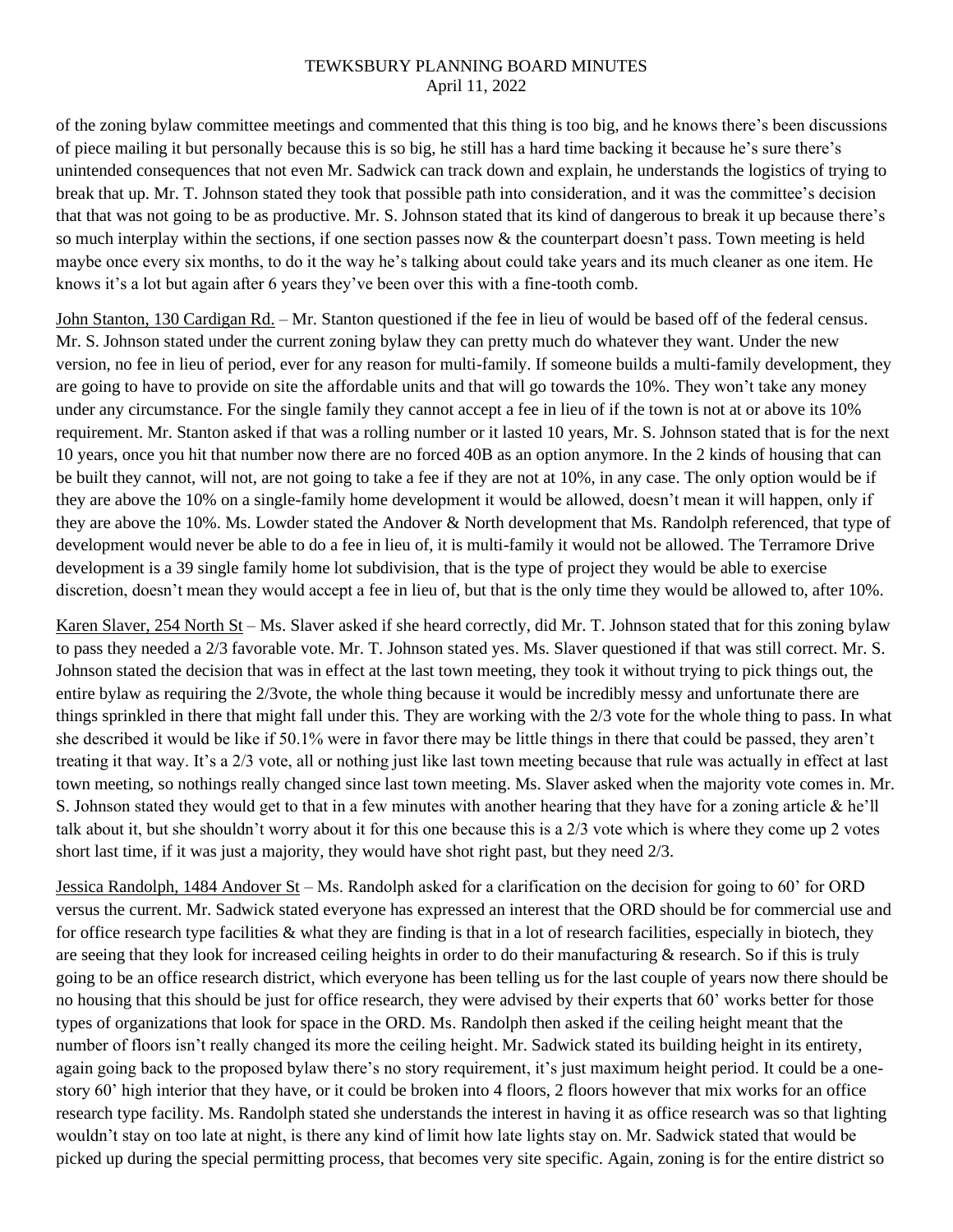of the zoning bylaw committee meetings and commented that this thing is too big, and he knows there's been discussions of piece mailing it but personally because this is so big, he still has a hard time backing it because he's sure there's unintended consequences that not even Mr. Sadwick can track down and explain, he understands the logistics of trying to break that up. Mr. T. Johnson stated they took that possible path into consideration, and it was the committee's decision that that was not going to be as productive. Mr. S. Johnson stated that its kind of dangerous to break it up because there's so much interplay within the sections, if one section passes now & the counterpart doesn't pass. Town meeting is held maybe once every six months, to do it the way he's talking about could take years and its much cleaner as one item. He knows it's a lot but again after 6 years they've been over this with a fine-tooth comb.

John Stanton, 130 Cardigan Rd. – Mr. Stanton questioned if the fee in lieu of would be based off of the federal census. Mr. S. Johnson stated under the current zoning bylaw they can pretty much do whatever they want. Under the new version, no fee in lieu of period, ever for any reason for multi-family. If someone builds a multi-family development, they are going to have to provide on site the affordable units and that will go towards the 10%. They won't take any money under any circumstance. For the single family they cannot accept a fee in lieu of if the town is not at or above its 10% requirement. Mr. Stanton asked if that was a rolling number or it lasted 10 years, Mr. S. Johnson stated that is for the next 10 years, once you hit that number now there are no forced 40B as an option anymore. In the 2 kinds of housing that can be built they cannot, will not, are not going to take a fee if they are not at 10%, in any case. The only option would be if they are above the 10% on a single-family home development it would be allowed, doesn't mean it will happen, only if they are above the 10%. Ms. Lowder stated the Andover & North development that Ms. Randolph referenced, that type of development would never be able to do a fee in lieu of, it is multi-family it would not be allowed. The Terramore Drive development is a 39 single family home lot subdivision, that is the type of project they would be able to exercise discretion, doesn't mean they would accept a fee in lieu of, but that is the only time they would be allowed to, after 10%.

Karen Slaver, 254 North St – Ms. Slaver asked if she heard correctly, did Mr. T. Johnson stated that for this zoning bylaw to pass they needed a 2/3 favorable vote. Mr. T. Johnson stated yes. Ms. Slaver questioned if that was still correct. Mr. S. Johnson stated the decision that was in effect at the last town meeting, they took it without trying to pick things out, the entire bylaw as requiring the 2/3vote, the whole thing because it would be incredibly messy and unfortunate there are things sprinkled in there that might fall under this. They are working with the 2/3 vote for the whole thing to pass. In what she described it would be like if 50.1% were in favor there may be little things in there that could be passed, they aren't treating it that way. It's a 2/3 vote, all or nothing just like last town meeting because that rule was actually in effect at last town meeting, so nothings really changed since last town meeting. Ms. Slaver asked when the majority vote comes in. Mr. S. Johnson stated they would get to that in a few minutes with another hearing that they have for a zoning article & he'll talk about it, but she shouldn't worry about it for this one because this is a 2/3 vote which is where they come up 2 votes short last time, if it was just a majority, they would have shot right past, but they need 2/3.

Jessica Randolph, 1484 Andover St – Ms. Randolph asked for a clarification on the decision for going to 60' for ORD versus the current. Mr. Sadwick stated everyone has expressed an interest that the ORD should be for commercial use and for office research type facilities & what they are finding is that in a lot of research facilities, especially in biotech, they are seeing that they look for increased ceiling heights in order to do their manufacturing & research. So if this is truly going to be an office research district, which everyone has been telling us for the last couple of years now there should be no housing that this should be just for office research, they were advised by their experts that 60' works better for those types of organizations that look for space in the ORD. Ms. Randolph then asked if the ceiling height meant that the number of floors isn't really changed its more the ceiling height. Mr. Sadwick stated its building height in its entirety, again going back to the proposed bylaw there's no story requirement, it's just maximum height period. It could be a one-story 60' high interior that they have, or it could be broken into 4 floors, 2 floors however that mix works for an office research type facility. Ms. Randolph stated she understands the interest in having it as office research was so that lighting wouldn't stay on too late at night, is there any kind of limit how late lights stay on. Mr. Sadwick stated that would be picked up during the special permitting process, that becomes very site specific. Again, zoning is for the entire district so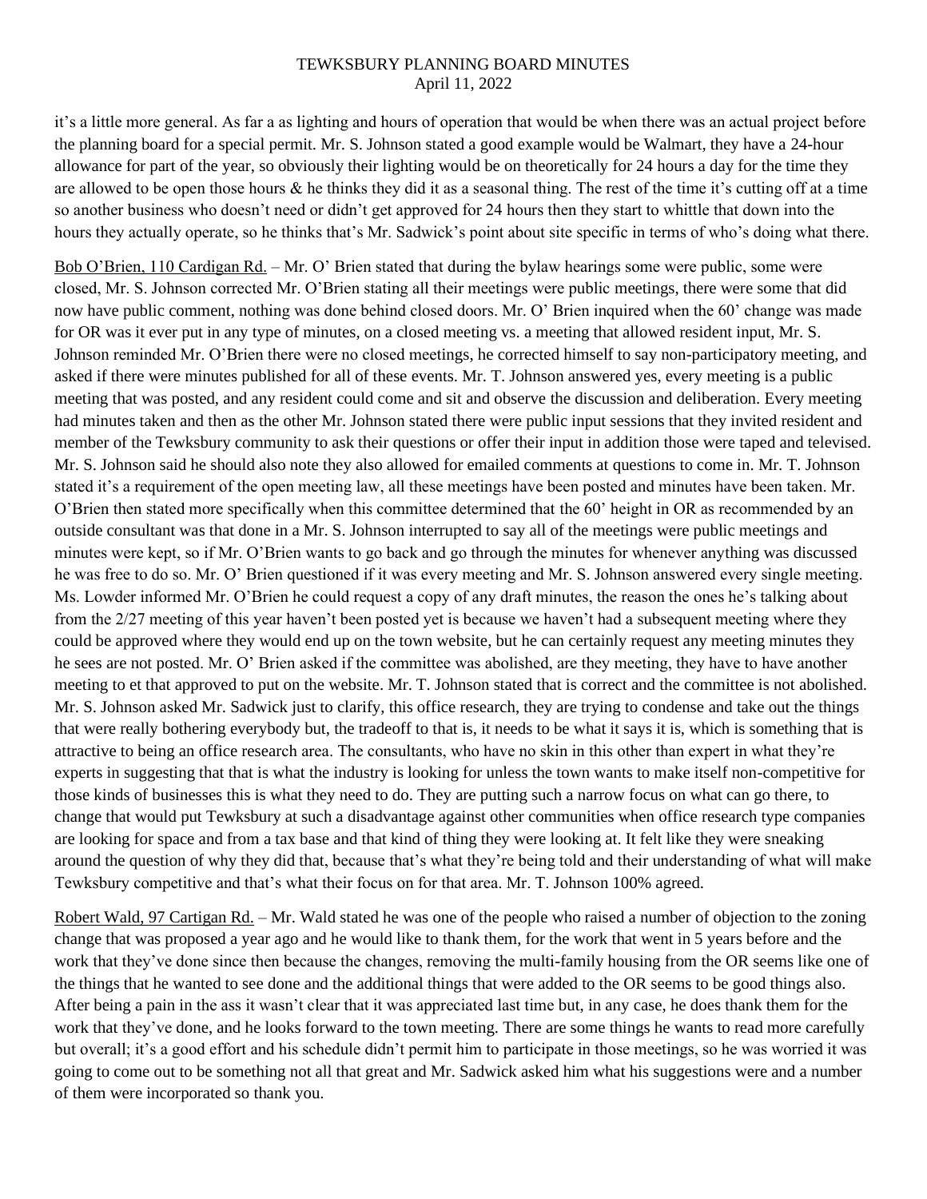it's a little more general. As far a as lighting and hours of operation that would be when there was an actual project before the planning board for a special permit. Mr. S. Johnson stated a good example would be Walmart, they have a 24-hour allowance for part of the year, so obviously their lighting would be on theoretically for 24 hours a day for the time they are allowed to be open those hours & he thinks they did it as a seasonal thing. The rest of the time it's cutting off at a time so another business who doesn't need or didn't get approved for 24 hours then they start to whittle that down into the hours they actually operate, so he thinks that's Mr. Sadwick's point about site specific in terms of who's doing what there.

Bob O'Brien, 110 Cardigan Rd. – Mr. O' Brien stated that during the bylaw hearings some were public, some were closed, Mr. S. Johnson corrected Mr. O'Brien stating all their meetings were public meetings, there were some that did now have public comment, nothing was done behind closed doors. Mr. O' Brien inquired when the 60' change was made for OR was it ever put in any type of minutes, on a closed meeting vs. a meeting that allowed resident input, Mr. S. Johnson reminded Mr. O'Brien there were no closed meetings, he corrected himself to say non-participatory meeting, and asked if there were minutes published for all of these events. Mr. T. Johnson answered yes, every meeting is a public meeting that was posted, and any resident could come and sit and observe the discussion and deliberation. Every meeting had minutes taken and then as the other Mr. Johnson stated there were public input sessions that they invited resident and member of the Tewksbury community to ask their questions or offer their input in addition those were taped and televised. Mr. S. Johnson said he should also note they also allowed for emailed comments at questions to come in. Mr. T. Johnson stated it's a requirement of the open meeting law, all these meetings have been posted and minutes have been taken. Mr. O'Brien then stated more specifically when this committee determined that the 60' height in OR as recommended by an outside consultant was that done in a Mr. S. Johnson interrupted to say all of the meetings were public meetings and minutes were kept, so if Mr. O'Brien wants to go back and go through the minutes for whenever anything was discussed he was free to do so. Mr. O' Brien questioned if it was every meeting and Mr. S. Johnson answered every single meeting. Ms. Lowder informed Mr. O'Brien he could request a copy of any draft minutes, the reason the ones he's talking about from the 2/27 meeting of this year haven't been posted yet is because we haven't had a subsequent meeting where they could be approved where they would end up on the town website, but he can certainly request any meeting minutes they he sees are not posted. Mr. O' Brien asked if the committee was abolished, are they meeting, they have to have another meeting to et that approved to put on the website. Mr. T. Johnson stated that is correct and the committee is not abolished. Mr. S. Johnson asked Mr. Sadwick just to clarify, this office research, they are trying to condense and take out the things that were really bothering everybody but, the tradeoff to that is, it needs to be what it says it is, which is something that is attractive to being an office research area. The consultants, who have no skin in this other than expert in what they're experts in suggesting that that is what the industry is looking for unless the town wants to make itself non-competitive for those kinds of businesses this is what they need to do. They are putting such a narrow focus on what can go there, to change that would put Tewksbury at such a disadvantage against other communities when office research type companies are looking for space and from a tax base and that kind of thing they were looking at. It felt like they were sneaking around the question of why they did that, because that's what they're being told and their understanding of what will make Tewksbury competitive and that's what their focus on for that area. Mr. T. Johnson 100% agreed.

Robert Wald, 97 Cartigan Rd. – Mr. Wald stated he was one of the people who raised a number of objection to the zoning change that was proposed a year ago and he would like to thank them, for the work that went in 5 years before and the work that they've done since then because the changes, removing the multi-family housing from the OR seems like one of the things that he wanted to see done and the additional things that were added to the OR seems to be good things also. After being a pain in the ass it wasn't clear that it was appreciated last time but, in any case, he does thank them for the work that they've done, and he looks forward to the town meeting. There are some things he wants to read more carefully but overall; it's a good effort and his schedule didn't permit him to participate in those meetings, so he was worried it was going to come out to be something not all that great and Mr. Sadwick asked him what his suggestions were and a number of them were incorporated so thank you.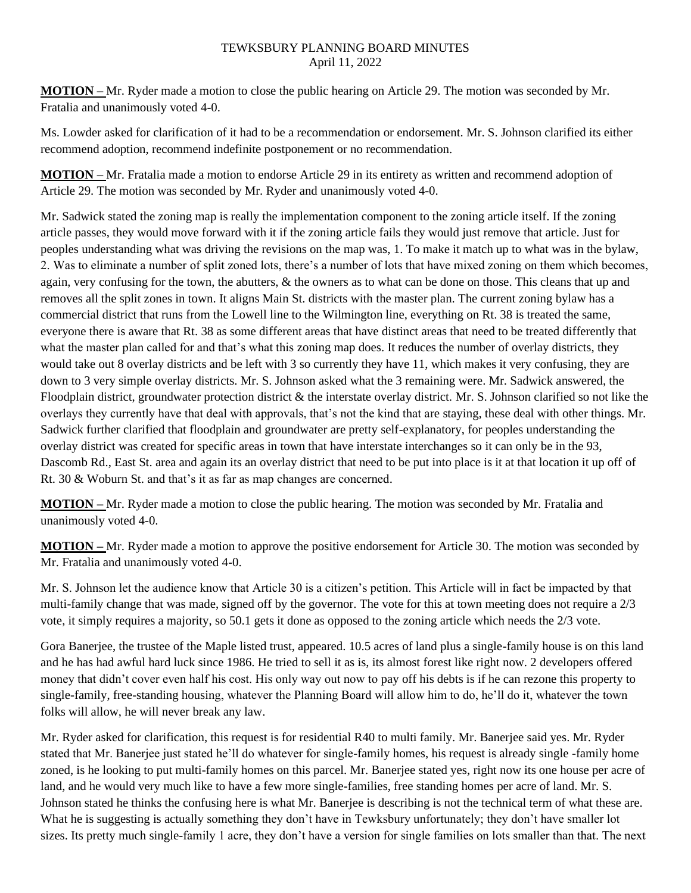TEWKSBURY PLANNING BOARD MINUTES
April 11, 2022

**MOTION –** Mr. Ryder made a motion to close the public hearing on Article 29. The motion was seconded by Mr. Fratalia and unanimously voted 4-0.

Ms. Lowder asked for clarification of it had to be a recommendation or endorsement. Mr. S. Johnson clarified its either recommend adoption, recommend indefinite postponement or no recommendation.

**MOTION –** Mr. Fratalia made a motion to endorse Article 29 in its entirety as written and recommend adoption of Article 29. The motion was seconded by Mr. Ryder and unanimously voted 4-0.

Mr. Sadwick stated the zoning map is really the implementation component to the zoning article itself. If the zoning article passes, they would move forward with it if the zoning article fails they would just remove that article. Just for peoples understanding what was driving the revisions on the map was, 1. To make it match up to what was in the bylaw, 2. Was to eliminate a number of split zoned lots, there's a number of lots that have mixed zoning on them which becomes, again, very confusing for the town, the abutters, & the owners as to what can be done on those. This cleans that up and removes all the split zones in town. It aligns Main St. districts with the master plan. The current zoning bylaw has a commercial district that runs from the Lowell line to the Wilmington line, everything on Rt. 38 is treated the same, everyone there is aware that Rt. 38 as some different areas that have distinct areas that need to be treated differently that what the master plan called for and that's what this zoning map does. It reduces the number of overlay districts, they would take out 8 overlay districts and be left with 3 so currently they have 11, which makes it very confusing, they are down to 3 very simple overlay districts. Mr. S. Johnson asked what the 3 remaining were. Mr. Sadwick answered, the Floodplain district, groundwater protection district & the interstate overlay district. Mr. S. Johnson clarified so not like the overlays they currently have that deal with approvals, that's not the kind that are staying, these deal with other things. Mr. Sadwick further clarified that floodplain and groundwater are pretty self-explanatory, for peoples understanding the overlay district was created for specific areas in town that have interstate interchanges so it can only be in the 93, Dascomb Rd., East St. area and again its an overlay district that need to be put into place is it at that location it up off of Rt. 30 & Woburn St. and that's it as far as map changes are concerned.

**MOTION –** Mr. Ryder made a motion to close the public hearing. The motion was seconded by Mr. Fratalia and unanimously voted 4-0.

**MOTION –** Mr. Ryder made a motion to approve the positive endorsement for Article 30. The motion was seconded by Mr. Fratalia and unanimously voted 4-0.

Mr. S. Johnson let the audience know that Article 30 is a citizen's petition. This Article will in fact be impacted by that multi-family change that was made, signed off by the governor. The vote for this at town meeting does not require a 2/3 vote, it simply requires a majority, so 50.1 gets it done as opposed to the zoning article which needs the 2/3 vote.

Gora Banerjee, the trustee of the Maple listed trust, appeared. 10.5 acres of land plus a single-family house is on this land and he has had awful hard luck since 1986. He tried to sell it as is, its almost forest like right now. 2 developers offered money that didn't cover even half his cost. His only way out now to pay off his debts is if he can rezone this property to single-family, free-standing housing, whatever the Planning Board will allow him to do, he'll do it, whatever the town folks will allow, he will never break any law.

Mr. Ryder asked for clarification, this request is for residential R40 to multi family. Mr. Banerjee said yes. Mr. Ryder stated that Mr. Banerjee just stated he'll do whatever for single-family homes, his request is already single -family home zoned, is he looking to put multi-family homes on this parcel. Mr. Banerjee stated yes, right now its one house per acre of land, and he would very much like to have a few more single-families, free standing homes per acre of land. Mr. S. Johnson stated he thinks the confusing here is what Mr. Banerjee is describing is not the technical term of what these are. What he is suggesting is actually something they don't have in Tewksbury unfortunately; they don't have smaller lot sizes. Its pretty much single-family 1 acre, they don't have a version for single families on lots smaller than that. The next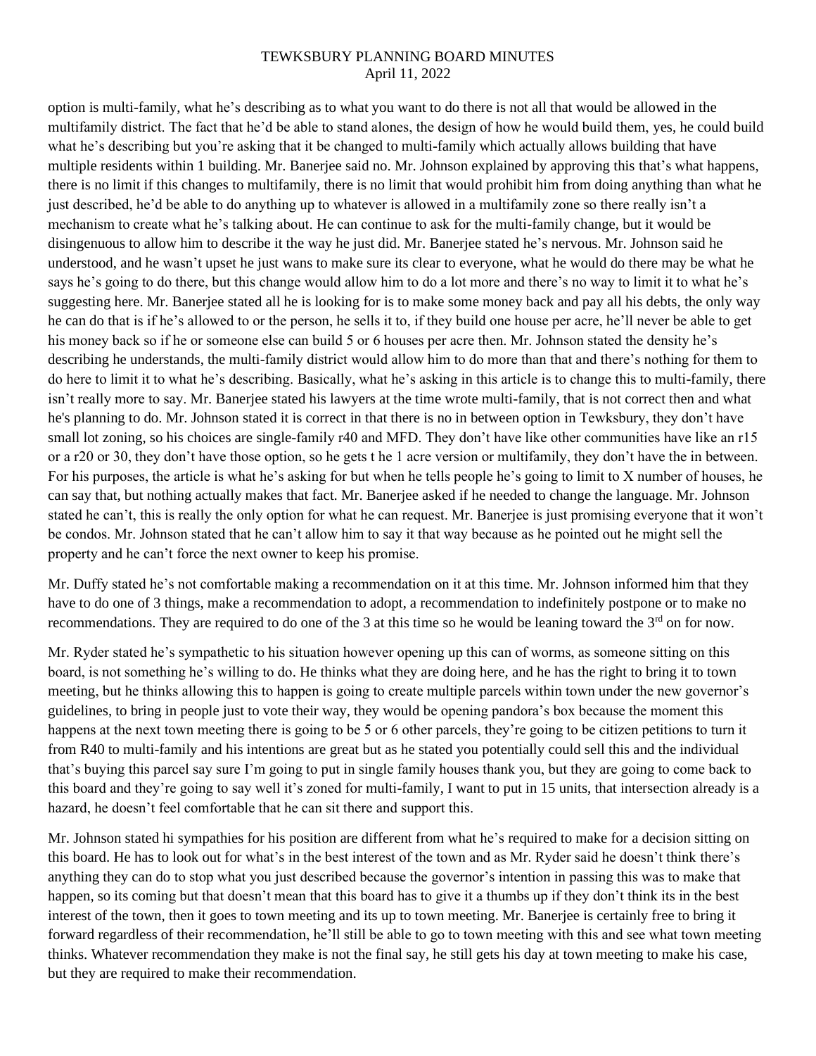option is multi-family, what he's describing as to what you want to do there is not all that would be allowed in the multifamily district. The fact that he'd be able to stand alones, the design of how he would build them, yes, he could build what he's describing but you're asking that it be changed to multi-family which actually allows building that have multiple residents within 1 building. Mr. Banerjee said no. Mr. Johnson explained by approving this that's what happens, there is no limit if this changes to multifamily, there is no limit that would prohibit him from doing anything than what he just described, he'd be able to do anything up to whatever is allowed in a multifamily zone so there really isn't a mechanism to create what he's talking about. He can continue to ask for the multi-family change, but it would be disingenuous to allow him to describe it the way he just did. Mr. Banerjee stated he's nervous. Mr. Johnson said he understood, and he wasn't upset he just wans to make sure its clear to everyone, what he would do there may be what he says he's going to do there, but this change would allow him to do a lot more and there's no way to limit it to what he's suggesting here. Mr. Banerjee stated all he is looking for is to make some money back and pay all his debts, the only way he can do that is if he's allowed to or the person, he sells it to, if they build one house per acre, he'll never be able to get his money back so if he or someone else can build 5 or 6 houses per acre then. Mr. Johnson stated the density he's describing he understands, the multi-family district would allow him to do more than that and there's nothing for them to do here to limit it to what he's describing. Basically, what he's asking in this article is to change this to multi-family, there isn't really more to say. Mr. Banerjee stated his lawyers at the time wrote multi-family, that is not correct then and what he's planning to do. Mr. Johnson stated it is correct in that there is no in between option in Tewksbury, they don't have small lot zoning, so his choices are single-family r40 and MFD. They don't have like other communities have like an r15 or a r20 or 30, they don't have those option, so he gets t he 1 acre version or multifamily, they don't have the in between. For his purposes, the article is what he's asking for but when he tells people he's going to limit to X number of houses, he can say that, but nothing actually makes that fact. Mr. Banerjee asked if he needed to change the language. Mr. Johnson stated he can't, this is really the only option for what he can request. Mr. Banerjee is just promising everyone that it won't be condos. Mr. Johnson stated that he can't allow him to say it that way because as he pointed out he might sell the property and he can't force the next owner to keep his promise.

Mr. Duffy stated he's not comfortable making a recommendation on it at this time. Mr. Johnson informed him that they have to do one of 3 things, make a recommendation to adopt, a recommendation to indefinitely postpone or to make no recommendations. They are required to do one of the 3 at this time so he would be leaning toward the 3rd on for now.

Mr. Ryder stated he's sympathetic to his situation however opening up this can of worms, as someone sitting on this board, is not something he's willing to do. He thinks what they are doing here, and he has the right to bring it to town meeting, but he thinks allowing this to happen is going to create multiple parcels within town under the new governor's guidelines, to bring in people just to vote their way, they would be opening pandora's box because the moment this happens at the next town meeting there is going to be 5 or 6 other parcels, they're going to be citizen petitions to turn it from R40 to multi-family and his intentions are great but as he stated you potentially could sell this and the individual that's buying this parcel say sure I'm going to put in single family houses thank you, but they are going to come back to this board and they're going to say well it's zoned for multi-family, I want to put in 15 units, that intersection already is a hazard, he doesn't feel comfortable that he can sit there and support this.

Mr. Johnson stated hi sympathies for his position are different from what he's required to make for a decision sitting on this board. He has to look out for what's in the best interest of the town and as Mr. Ryder said he doesn't think there's anything they can do to stop what you just described because the governor's intention in passing this was to make that happen, so its coming but that doesn't mean that this board has to give it a thumbs up if they don't think its in the best interest of the town, then it goes to town meeting and its up to town meeting. Mr. Banerjee is certainly free to bring it forward regardless of their recommendation, he'll still be able to go to town meeting with this and see what town meeting thinks. Whatever recommendation they make is not the final say, he still gets his day at town meeting to make his case, but they are required to make their recommendation.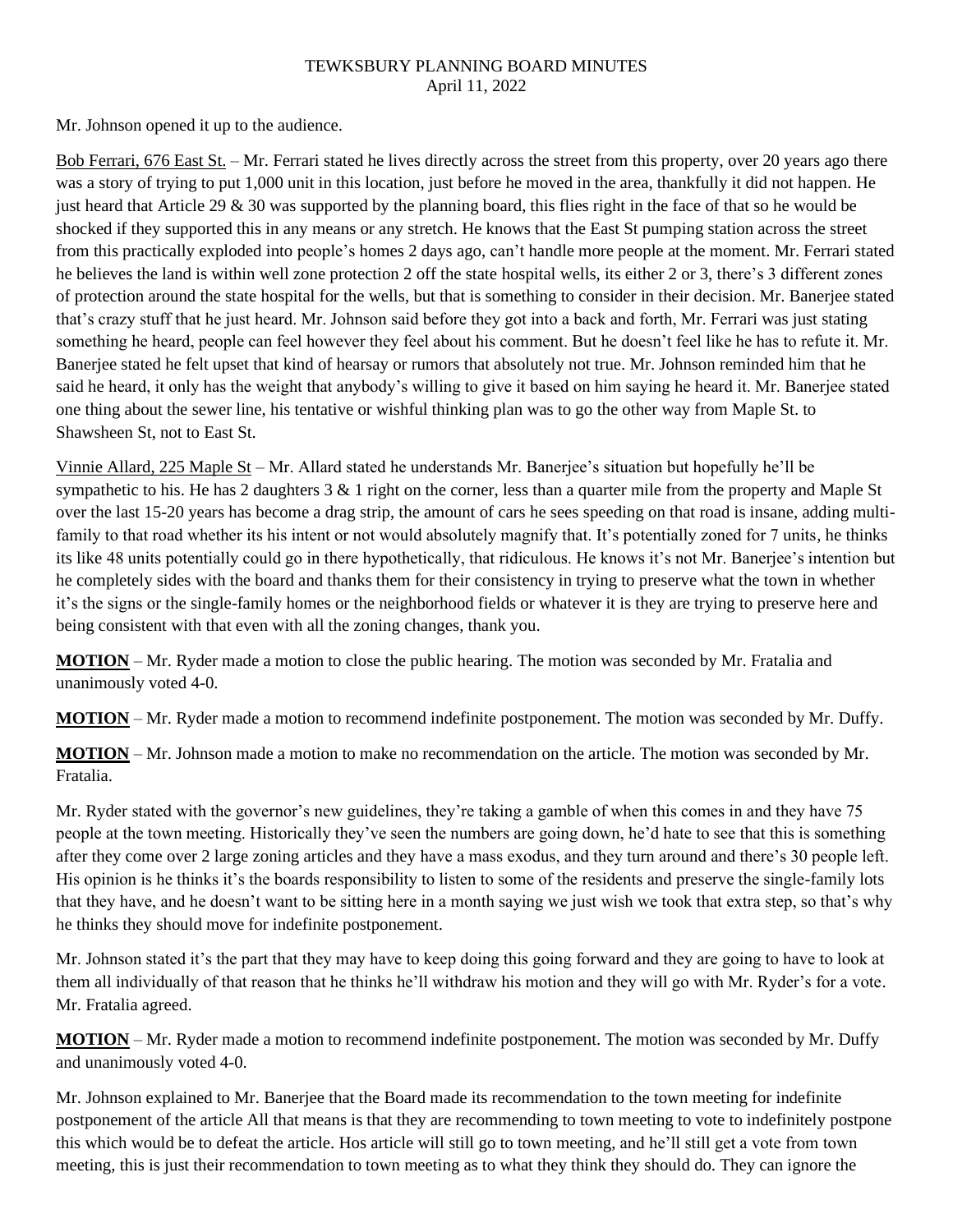Mr. Johnson opened it up to the audience.

Bob Ferrari, 676 East St. – Mr. Ferrari stated he lives directly across the street from this property, over 20 years ago there was a story of trying to put 1,000 unit in this location, just before he moved in the area, thankfully it did not happen. He just heard that Article 29 & 30 was supported by the planning board, this flies right in the face of that so he would be shocked if they supported this in any means or any stretch. He knows that the East St pumping station across the street from this practically exploded into people's homes 2 days ago, can't handle more people at the moment. Mr. Ferrari stated he believes the land is within well zone protection 2 off the state hospital wells, its either 2 or 3, there's 3 different zones of protection around the state hospital for the wells, but that is something to consider in their decision. Mr. Banerjee stated that's crazy stuff that he just heard. Mr. Johnson said before they got into a back and forth, Mr. Ferrari was just stating something he heard, people can feel however they feel about his comment. But he doesn't feel like he has to refute it. Mr. Banerjee stated he felt upset that kind of hearsay or rumors that absolutely not true. Mr. Johnson reminded him that he said he heard, it only has the weight that anybody's willing to give it based on him saying he heard it. Mr. Banerjee stated one thing about the sewer line, his tentative or wishful thinking plan was to go the other way from Maple St. to Shawsheen St, not to East St.

Vinnie Allard, 225 Maple St – Mr. Allard stated he understands Mr. Banerjee's situation but hopefully he'll be sympathetic to his. He has 2 daughters 3 & 1 right on the corner, less than a quarter mile from the property and Maple St over the last 15-20 years has become a drag strip, the amount of cars he sees speeding on that road is insane, adding multi-family to that road whether its his intent or not would absolutely magnify that. It's potentially zoned for 7 units, he thinks its like 48 units potentially could go in there hypothetically, that ridiculous. He knows it's not Mr. Banerjee's intention but he completely sides with the board and thanks them for their consistency in trying to preserve what the town in whether it's the signs or the single-family homes or the neighborhood fields or whatever it is they are trying to preserve here and being consistent with that even with all the zoning changes, thank you.

**MOTION** – Mr. Ryder made a motion to close the public hearing. The motion was seconded by Mr. Fratalia and unanimously voted 4-0.

**MOTION** – Mr. Ryder made a motion to recommend indefinite postponement. The motion was seconded by Mr. Duffy.

**MOTION** – Mr. Johnson made a motion to make no recommendation on the article. The motion was seconded by Mr. Fratalia.

Mr. Ryder stated with the governor's new guidelines, they're taking a gamble of when this comes in and they have 75 people at the town meeting. Historically they've seen the numbers are going down, he'd hate to see that this is something after they come over 2 large zoning articles and they have a mass exodus, and they turn around and there's 30 people left. His opinion is he thinks it's the boards responsibility to listen to some of the residents and preserve the single-family lots that they have, and he doesn't want to be sitting here in a month saying we just wish we took that extra step, so that's why he thinks they should move for indefinite postponement.

Mr. Johnson stated it's the part that they may have to keep doing this going forward and they are going to have to look at them all individually of that reason that he thinks he'll withdraw his motion and they will go with Mr. Ryder's for a vote. Mr. Fratalia agreed.

**MOTION** – Mr. Ryder made a motion to recommend indefinite postponement. The motion was seconded by Mr. Duffy and unanimously voted 4-0.

Mr. Johnson explained to Mr. Banerjee that the Board made its recommendation to the town meeting for indefinite postponement of the article All that means is that they are recommending to town meeting to vote to indefinitely postpone this which would be to defeat the article. Hos article will still go to town meeting, and he'll still get a vote from town meeting, this is just their recommendation to town meeting as to what they think they should do. They can ignore the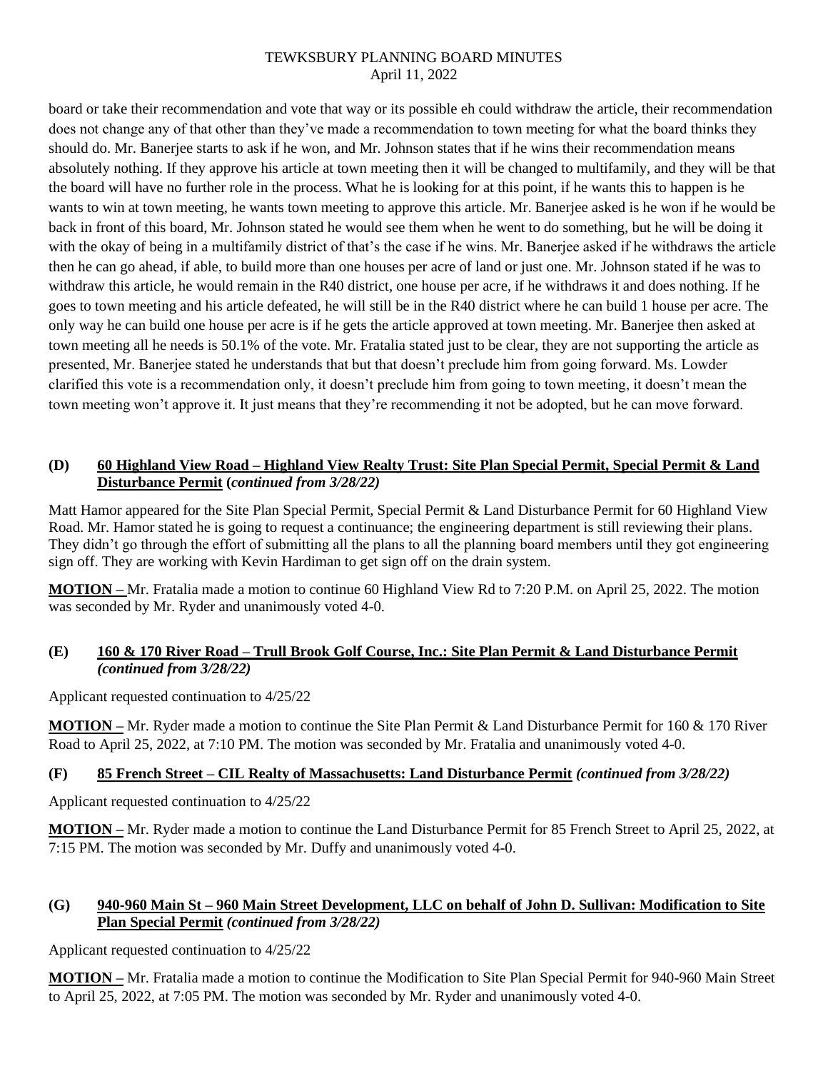board or take their recommendation and vote that way or its possible eh could withdraw the article, their recommendation does not change any of that other than they've made a recommendation to town meeting for what the board thinks they should do. Mr. Banerjee starts to ask if he won, and Mr. Johnson states that if he wins their recommendation means absolutely nothing. If they approve his article at town meeting then it will be changed to multifamily, and they will be that the board will have no further role in the process. What he is looking for at this point, if he wants this to happen is he wants to win at town meeting, he wants town meeting to approve this article. Mr. Banerjee asked is he won if he would be back in front of this board, Mr. Johnson stated he would see them when he went to do something, but he will be doing it with the okay of being in a multifamily district of that's the case if he wins. Mr. Banerjee asked if he withdraws the article then he can go ahead, if able, to build more than one houses per acre of land or just one. Mr. Johnson stated if he was to withdraw this article, he would remain in the R40 district, one house per acre, if he withdraws it and does nothing. If he goes to town meeting and his article defeated, he will still be in the R40 district where he can build 1 house per acre. The only way he can build one house per acre is if he gets the article approved at town meeting. Mr. Banerjee then asked at town meeting all he needs is 50.1% of the vote. Mr. Fratalia stated just to be clear, they are not supporting the article as presented, Mr. Banerjee stated he understands that but that doesn't preclude him from going forward. Ms. Lowder clarified this vote is a recommendation only, it doesn't preclude him from going to town meeting, it doesn't mean the town meeting won't approve it. It just means that they're recommending it not be adopted, but he can move forward.

### (D) 60 Highland View Road – Highland View Realty Trust: Site Plan Special Permit, Special Permit & Land Disturbance Permit (*continued from 3/28/22)*

Matt Hamor appeared for the Site Plan Special Permit, Special Permit & Land Disturbance Permit for 60 Highland View Road. Mr. Hamor stated he is going to request a continuance; the engineering department is still reviewing their plans. They didn't go through the effort of submitting all the plans to all the planning board members until they got engineering sign off. They are working with Kevin Hardiman to get sign off on the drain system.

**MOTION –** Mr. Fratalia made a motion to continue 60 Highland View Rd to 7:20 P.M. on April 25, 2022. The motion was seconded by Mr. Ryder and unanimously voted 4-0.

### (E) 160 & 170 River Road – Trull Brook Golf Course, Inc.: Site Plan Permit & Land Disturbance Permit *(continued from 3/28/22)*

Applicant requested continuation to 4/25/22

**MOTION –** Mr. Ryder made a motion to continue the Site Plan Permit & Land Disturbance Permit for 160 & 170 River Road to April 25, 2022, at 7:10 PM. The motion was seconded by Mr. Fratalia and unanimously voted 4-0.

### (F) 85 French Street – CIL Realty of Massachusetts: Land Disturbance Permit *(continued from 3/28/22)*

Applicant requested continuation to 4/25/22

**MOTION –** Mr. Ryder made a motion to continue the Land Disturbance Permit for 85 French Street to April 25, 2022, at 7:15 PM. The motion was seconded by Mr. Duffy and unanimously voted 4-0.

### (G) 940-960 Main St – 960 Main Street Development, LLC on behalf of John D. Sullivan: Modification to Site Plan Special Permit *(continued from 3/28/22)*

Applicant requested continuation to 4/25/22

**MOTION –** Mr. Fratalia made a motion to continue the Modification to Site Plan Special Permit for 940-960 Main Street to April 25, 2022, at 7:05 PM. The motion was seconded by Mr. Ryder and unanimously voted 4-0.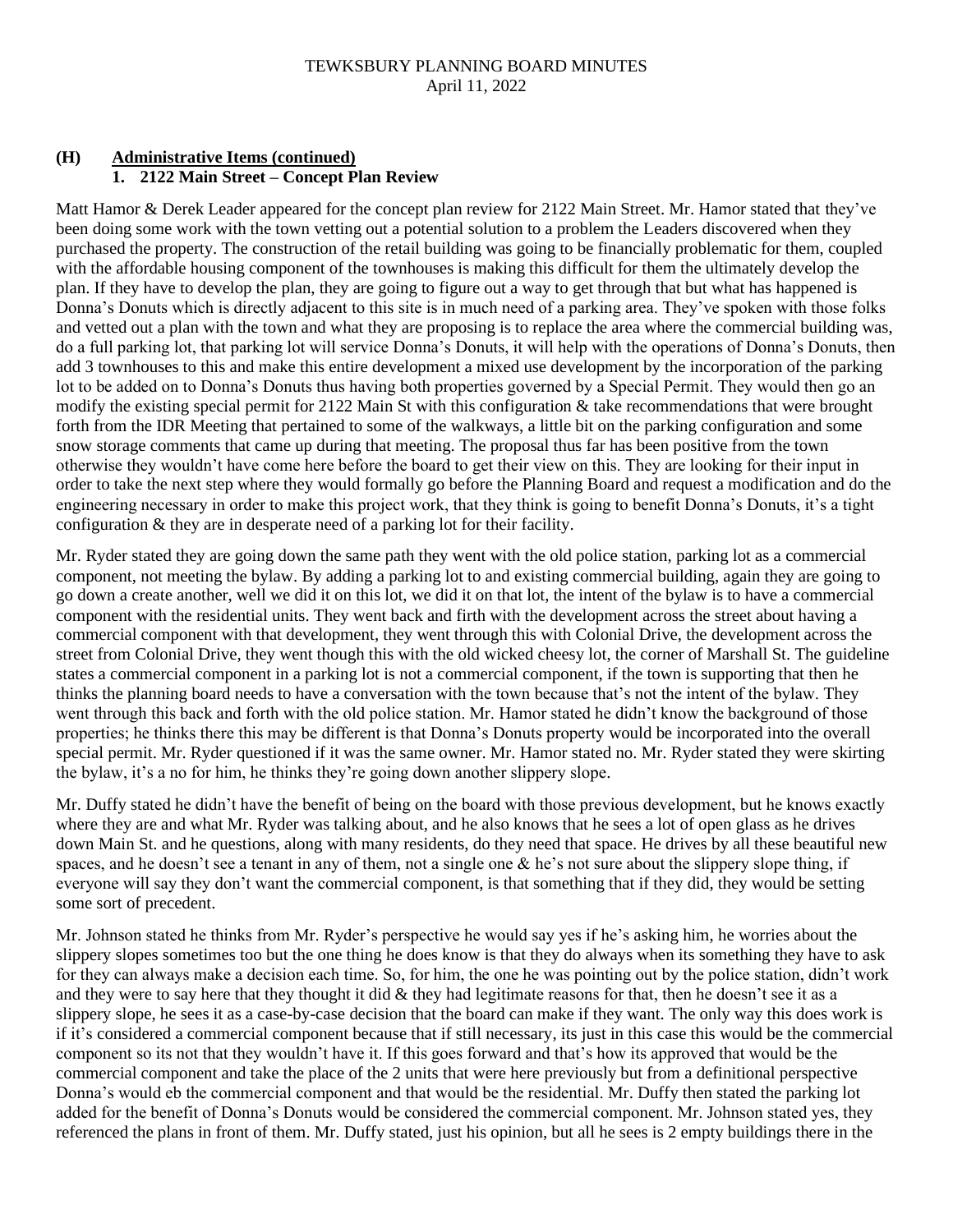TEWKSBURY PLANNING BOARD MINUTES
April 11, 2022

## (H) Administrative Items (continued)

### 1. 2122 Main Street – Concept Plan Review

Matt Hamor & Derek Leader appeared for the concept plan review for 2122 Main Street. Mr. Hamor stated that they've been doing some work with the town vetting out a potential solution to a problem the Leaders discovered when they purchased the property. The construction of the retail building was going to be financially problematic for them, coupled with the affordable housing component of the townhouses is making this difficult for them the ultimately develop the plan. If they have to develop the plan, they are going to figure out a way to get through that but what has happened is Donna's Donuts which is directly adjacent to this site is in much need of a parking area. They've spoken with those folks and vetted out a plan with the town and what they are proposing is to replace the area where the commercial building was, do a full parking lot, that parking lot will service Donna's Donuts, it will help with the operations of Donna's Donuts, then add 3 townhouses to this and make this entire development a mixed use development by the incorporation of the parking lot to be added on to Donna's Donuts thus having both properties governed by a Special Permit. They would then go an modify the existing special permit for 2122 Main St with this configuration & take recommendations that were brought forth from the IDR Meeting that pertained to some of the walkways, a little bit on the parking configuration and some snow storage comments that came up during that meeting. The proposal thus far has been positive from the town otherwise they wouldn't have come here before the board to get their view on this. They are looking for their input in order to take the next step where they would formally go before the Planning Board and request a modification and do the engineering necessary in order to make this project work, that they think is going to benefit Donna's Donuts, it's a tight configuration & they are in desperate need of a parking lot for their facility.

Mr. Ryder stated they are going down the same path they went with the old police station, parking lot as a commercial component, not meeting the bylaw. By adding a parking lot to and existing commercial building, again they are going to go down a create another, well we did it on this lot, we did it on that lot, the intent of the bylaw is to have a commercial component with the residential units. They went back and firth with the development across the street about having a commercial component with that development, they went through this with Colonial Drive, the development across the street from Colonial Drive, they went though this with the old wicked cheesy lot, the corner of Marshall St. The guideline states a commercial component in a parking lot is not a commercial component, if the town is supporting that then he thinks the planning board needs to have a conversation with the town because that's not the intent of the bylaw. They went through this back and forth with the old police station. Mr. Hamor stated he didn't know the background of those properties; he thinks there this may be different is that Donna's Donuts property would be incorporated into the overall special permit. Mr. Ryder questioned if it was the same owner. Mr. Hamor stated no. Mr. Ryder stated they were skirting the bylaw, it's a no for him, he thinks they're going down another slippery slope.

Mr. Duffy stated he didn't have the benefit of being on the board with those previous development, but he knows exactly where they are and what Mr. Ryder was talking about, and he also knows that he sees a lot of open glass as he drives down Main St. and he questions, along with many residents, do they need that space. He drives by all these beautiful new spaces, and he doesn't see a tenant in any of them, not a single one & he's not sure about the slippery slope thing, if everyone will say they don't want the commercial component, is that something that if they did, they would be setting some sort of precedent.

Mr. Johnson stated he thinks from Mr. Ryder's perspective he would say yes if he's asking him, he worries about the slippery slopes sometimes too but the one thing he does know is that they do always when its something they have to ask for they can always make a decision each time. So, for him, the one he was pointing out by the police station, didn't work and they were to say here that they thought it did & they had legitimate reasons for that, then he doesn't see it as a slippery slope, he sees it as a case-by-case decision that the board can make if they want. The only way this does work is if it's considered a commercial component because that if still necessary, its just in this case this would be the commercial component so its not that they wouldn't have it. If this goes forward and that's how its approved that would be the commercial component and take the place of the 2 units that were here previously but from a definitional perspective Donna's would eb the commercial component and that would be the residential. Mr. Duffy then stated the parking lot added for the benefit of Donna's Donuts would be considered the commercial component. Mr. Johnson stated yes, they referenced the plans in front of them. Mr. Duffy stated, just his opinion, but all he sees is 2 empty buildings there in the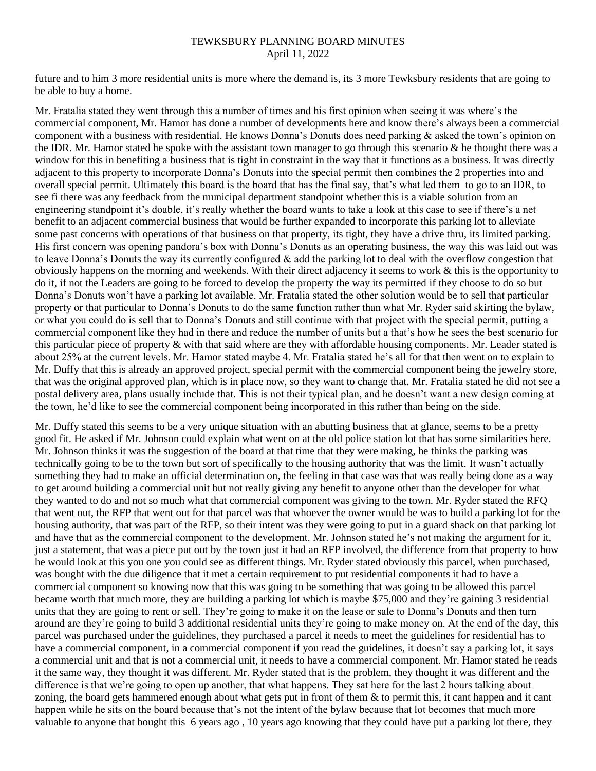future and to him 3 more residential units is more where the demand is, its 3 more Tewksbury residents that are going to be able to buy a home.

Mr. Fratalia stated they went through this a number of times and his first opinion when seeing it was where's the commercial component, Mr. Hamor has done a number of developments here and know there's always been a commercial component with a business with residential. He knows Donna's Donuts does need parking & asked the town's opinion on the IDR. Mr. Hamor stated he spoke with the assistant town manager to go through this scenario & he thought there was a window for this in benefiting a business that is tight in constraint in the way that it functions as a business. It was directly adjacent to this property to incorporate Donna's Donuts into the special permit then combines the 2 properties into and overall special permit. Ultimately this board is the board that has the final say, that's what led them to go to an IDR, to see fi there was any feedback from the municipal department standpoint whether this is a viable solution from an engineering standpoint it's doable, it's really whether the board wants to take a look at this case to see if there's a net benefit to an adjacent commercial business that would be further expanded to incorporate this parking lot to alleviate some past concerns with operations of that business on that property, its tight, they have a drive thru, its limited parking. His first concern was opening pandora's box with Donna's Donuts as an operating business, the way this was laid out was to leave Donna's Donuts the way its currently configured & add the parking lot to deal with the overflow congestion that obviously happens on the morning and weekends. With their direct adjacency it seems to work & this is the opportunity to do it, if not the Leaders are going to be forced to develop the property the way its permitted if they choose to do so but Donna's Donuts won't have a parking lot available. Mr. Fratalia stated the other solution would be to sell that particular property or that particular to Donna's Donuts to do the same function rather than what Mr. Ryder said skirting the bylaw, or what you could do is sell that to Donna's Donuts and still continue with that project with the special permit, putting a commercial component like they had in there and reduce the number of units but a that's how he sees the best scenario for this particular piece of property & with that said where are they with affordable housing components. Mr. Leader stated is about 25% at the current levels. Mr. Hamor stated maybe 4. Mr. Fratalia stated he's all for that then went on to explain to Mr. Duffy that this is already an approved project, special permit with the commercial component being the jewelry store, that was the original approved plan, which is in place now, so they want to change that. Mr. Fratalia stated he did not see a postal delivery area, plans usually include that. This is not their typical plan, and he doesn't want a new design coming at the town, he'd like to see the commercial component being incorporated in this rather than being on the side.

Mr. Duffy stated this seems to be a very unique situation with an abutting business that at glance, seems to be a pretty good fit. He asked if Mr. Johnson could explain what went on at the old police station lot that has some similarities here. Mr. Johnson thinks it was the suggestion of the board at that time that they were making, he thinks the parking was technically going to be to the town but sort of specifically to the housing authority that was the limit. It wasn't actually something they had to make an official determination on, the feeling in that case was that was really being done as a way to get around building a commercial unit but not really giving any benefit to anyone other than the developer for what they wanted to do and not so much what that commercial component was giving to the town. Mr. Ryder stated the RFQ that went out, the RFP that went out for that parcel was that whoever the owner would be was to build a parking lot for the housing authority, that was part of the RFP, so their intent was they were going to put in a guard shack on that parking lot and have that as the commercial component to the development. Mr. Johnson stated he's not making the argument for it, just a statement, that was a piece put out by the town just it had an RFP involved, the difference from that property to how he would look at this you one you could see as different things. Mr. Ryder stated obviously this parcel, when purchased, was bought with the due diligence that it met a certain requirement to put residential components it had to have a commercial component so knowing now that this was going to be something that was going to be allowed this parcel became worth that much more, they are building a parking lot which is maybe $75,000 and they're gaining 3 residential units that they are going to rent or sell. They're going to make it on the lease or sale to Donna's Donuts and then turn around are they're going to build 3 additional residential units they're going to make money on. At the end of the day, this parcel was purchased under the guidelines, they purchased a parcel it needs to meet the guidelines for residential has to have a commercial component, in a commercial component if you read the guidelines, it doesn't say a parking lot, it says a commercial unit and that is not a commercial unit, it needs to have a commercial component. Mr. Hamor stated he reads it the same way, they thought it was different. Mr. Ryder stated that is the problem, they thought it was different and the difference is that we're going to open up another, that what happens. They sat here for the last 2 hours talking about zoning, the board gets hammered enough about what gets put in front of them & to permit this, it cant happen and it cant happen while he sits on the board because that's not the intent of the bylaw because that lot becomes that much more valuable to anyone that bought this 6 years ago , 10 years ago knowing that they could have put a parking lot there, they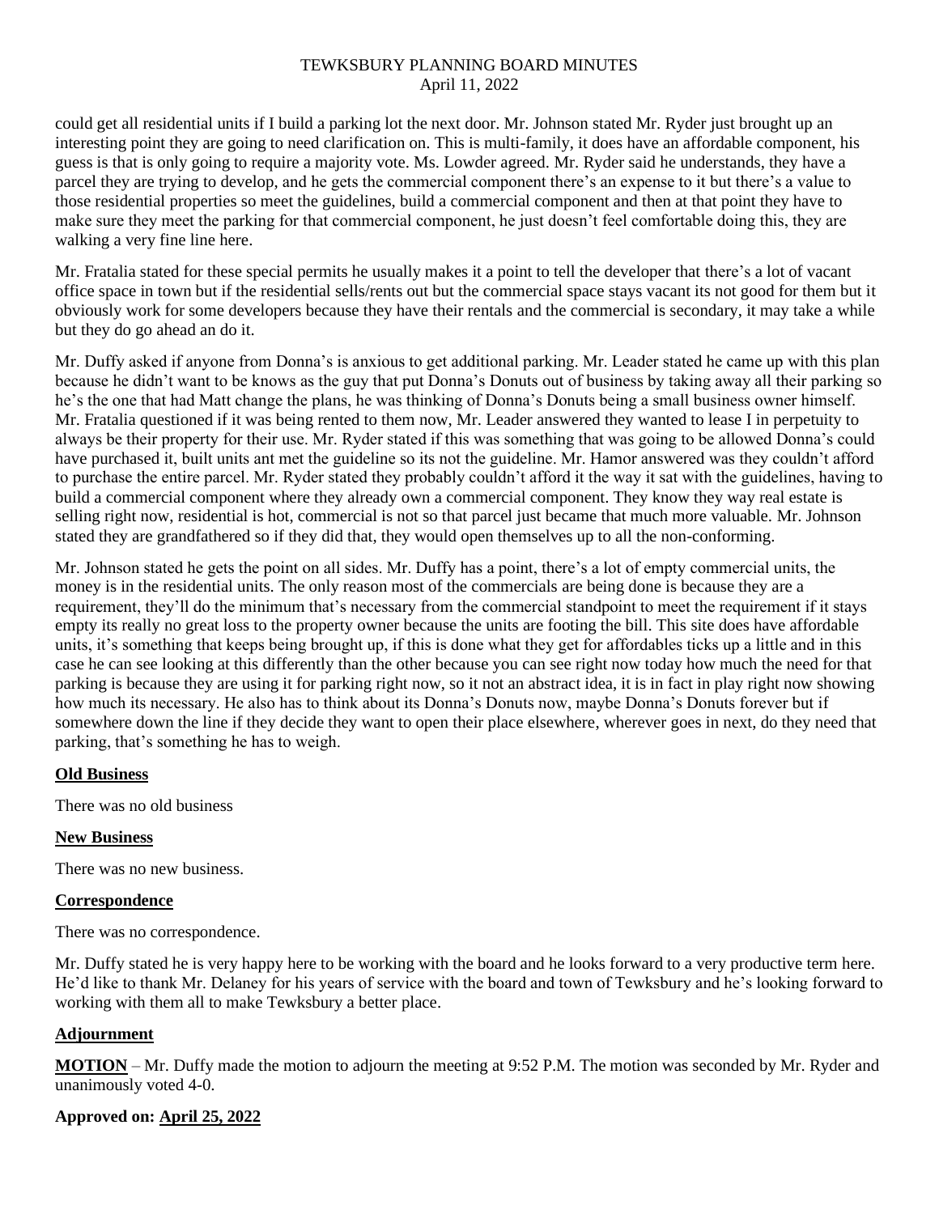could get all residential units if I build a parking lot the next door. Mr. Johnson stated Mr. Ryder just brought up an interesting point they are going to need clarification on. This is multi-family, it does have an affordable component, his guess is that is only going to require a majority vote. Ms. Lowder agreed. Mr. Ryder said he understands, they have a parcel they are trying to develop, and he gets the commercial component there's an expense to it but there's a value to those residential properties so meet the guidelines, build a commercial component and then at that point they have to make sure they meet the parking for that commercial component, he just doesn't feel comfortable doing this, they are walking a very fine line here.

Mr. Fratalia stated for these special permits he usually makes it a point to tell the developer that there's a lot of vacant office space in town but if the residential sells/rents out but the commercial space stays vacant its not good for them but it obviously work for some developers because they have their rentals and the commercial is secondary, it may take a while but they do go ahead an do it.

Mr. Duffy asked if anyone from Donna's is anxious to get additional parking. Mr. Leader stated he came up with this plan because he didn't want to be knows as the guy that put Donna's Donuts out of business by taking away all their parking so he's the one that had Matt change the plans, he was thinking of Donna's Donuts being a small business owner himself. Mr. Fratalia questioned if it was being rented to them now, Mr. Leader answered they wanted to lease I in perpetuity to always be their property for their use. Mr. Ryder stated if this was something that was going to be allowed Donna's could have purchased it, built units ant met the guideline so its not the guideline. Mr. Hamor answered was they couldn't afford to purchase the entire parcel. Mr. Ryder stated they probably couldn't afford it the way it sat with the guidelines, having to build a commercial component where they already own a commercial component. They know they way real estate is selling right now, residential is hot, commercial is not so that parcel just became that much more valuable. Mr. Johnson stated they are grandfathered so if they did that, they would open themselves up to all the non-conforming.

Mr. Johnson stated he gets the point on all sides. Mr. Duffy has a point, there's a lot of empty commercial units, the money is in the residential units. The only reason most of the commercials are being done is because they are a requirement, they'll do the minimum that's necessary from the commercial standpoint to meet the requirement if it stays empty its really no great loss to the property owner because the units are footing the bill. This site does have affordable units, it's something that keeps being brought up, if this is done what they get for affordables ticks up a little and in this case he can see looking at this differently than the other because you can see right now today how much the need for that parking is because they are using it for parking right now, so it not an abstract idea, it is in fact in play right now showing how much its necessary. He also has to think about its Donna's Donuts now, maybe Donna's Donuts forever but if somewhere down the line if they decide they want to open their place elsewhere, wherever goes in next, do they need that parking, that's something he has to weigh.

## Old Business

There was no old business

## New Business

There was no new business.

## Correspondence

There was no correspondence.

Mr. Duffy stated he is very happy here to be working with the board and he looks forward to a very productive term here. He'd like to thank Mr. Delaney for his years of service with the board and town of Tewksbury and he's looking forward to working with them all to make Tewksbury a better place.

## Adjournment

**MOTION** – Mr. Duffy made the motion to adjourn the meeting at 9:52 P.M. The motion was seconded by Mr. Ryder and unanimously voted 4-0.

**Approved on: April 25, 2022**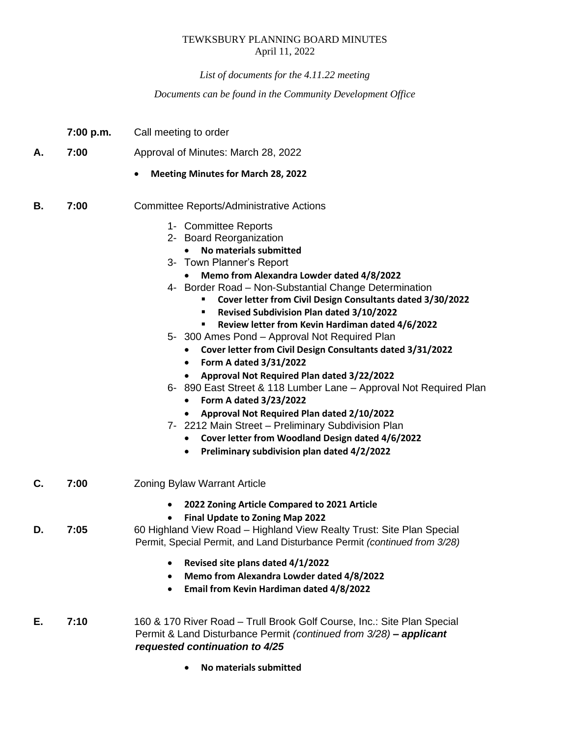TEWKSBURY PLANNING BOARD MINUTES
April 11, 2022

*List of documents for the 4.11.22 meeting*

*Documents can be found in the Community Development Office*

**7:00 p.m.** Call meeting to order

**A. 7:00** Approval of Minutes: March 28, 2022

- **Meeting Minutes for March 28, 2022**

**B. 7:00** Committee Reports/Administrative Actions

1- Committee Reports
2- Board Reorganization
   - **No materials submitted**
3- Town Planner's Report
   - **Memo from Alexandra Lowder dated 4/8/2022**
4- Border Road – Non-Substantial Change Determination
   - **Cover letter from Civil Design Consultants dated 3/30/2022**
   - **Revised Subdivision Plan dated 3/10/2022**
   - **Review letter from Kevin Hardiman dated 4/6/2022**
5- 300 Ames Pond – Approval Not Required Plan
   - **Cover letter from Civil Design Consultants dated 3/31/2022**
   - **Form A dated 3/31/2022**
   - **Approval Not Required Plan dated 3/22/2022**
6- 890 East Street & 118 Lumber Lane – Approval Not Required Plan
   - **Form A dated 3/23/2022**
   - **Approval Not Required Plan dated 2/10/2022**
7- 2212 Main Street – Preliminary Subdivision Plan
   - **Cover letter from Woodland Design dated 4/6/2022**
   - **Preliminary subdivision plan dated 4/2/2022**

**C. 7:00** Zoning Bylaw Warrant Article

- **2022 Zoning Article Compared to 2021 Article**
- **Final Update to Zoning Map 2022**

**D. 7:05** 60 Highland View Road – Highland View Realty Trust: Site Plan Special Permit, Special Permit, and Land Disturbance Permit *(continued from 3/28)*

- **Revised site plans dated 4/1/2022**
- **Memo from Alexandra Lowder dated 4/8/2022**
- **Email from Kevin Hardiman dated 4/8/2022**

**E. 7:10** 160 & 170 River Road – Trull Brook Golf Course, Inc.: Site Plan Special Permit & Land Disturbance Permit *(continued from 3/28)* ***– applicant requested continuation to 4/25***

- **No materials submitted**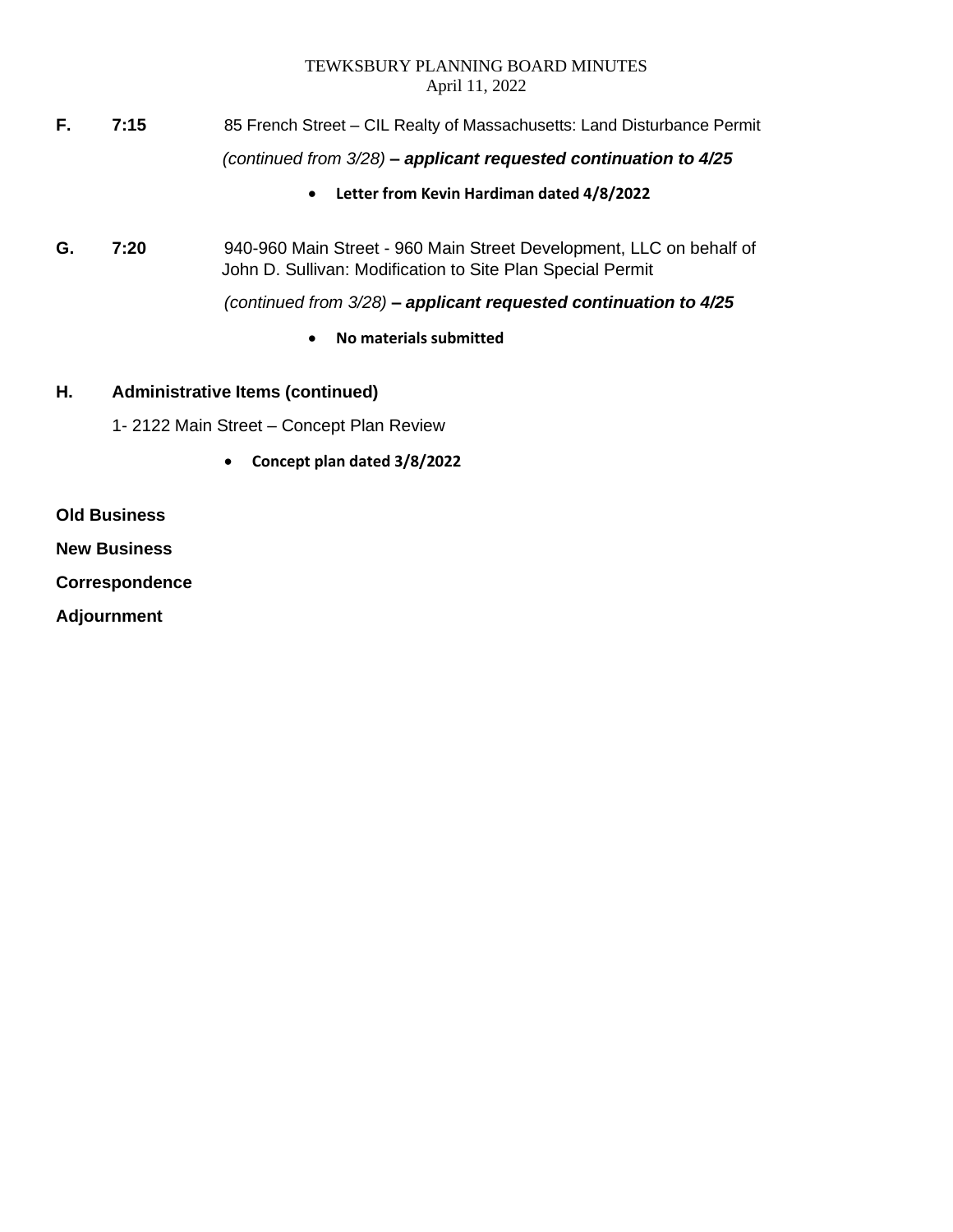TEWKSBURY PLANNING BOARD MINUTES
April 11, 2022

**F.** **7:15** 85 French Street – CIL Realty of Massachusetts: Land Disturbance Permit

*(continued from 3/28)* ***– applicant requested continuation to 4/25***

- **Letter from Kevin Hardiman dated 4/8/2022**

**G.** **7:20** 940-960 Main Street - 960 Main Street Development, LLC on behalf of John D. Sullivan: Modification to Site Plan Special Permit

*(continued from 3/28)* ***– applicant requested continuation to 4/25***

- **No materials submitted**

**H.** **Administrative Items (continued)**

1- 2122 Main Street – Concept Plan Review

- **Concept plan dated 3/8/2022**

**Old Business**

**New Business**

**Correspondence**

**Adjournment**